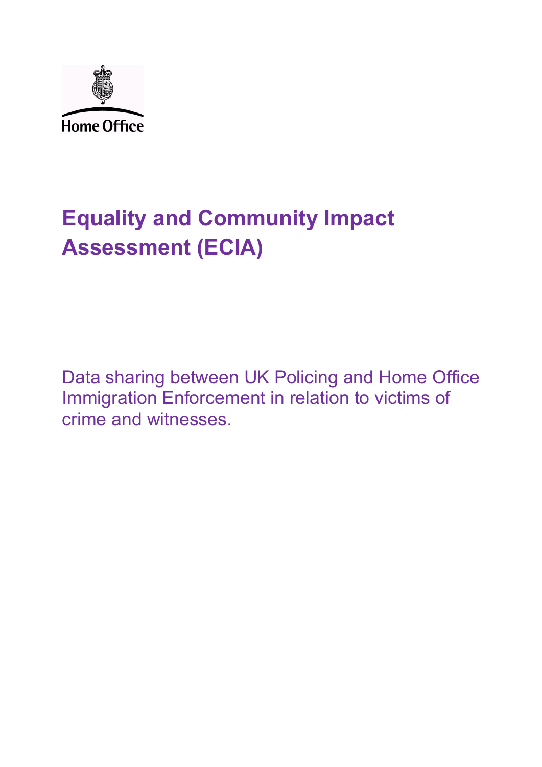Home Office

# Equality and Community Impact Assessment (ECIA)

Data sharing between UK Policing and Home Office Immigration Enforcement in relation to victims of crime and witnesses.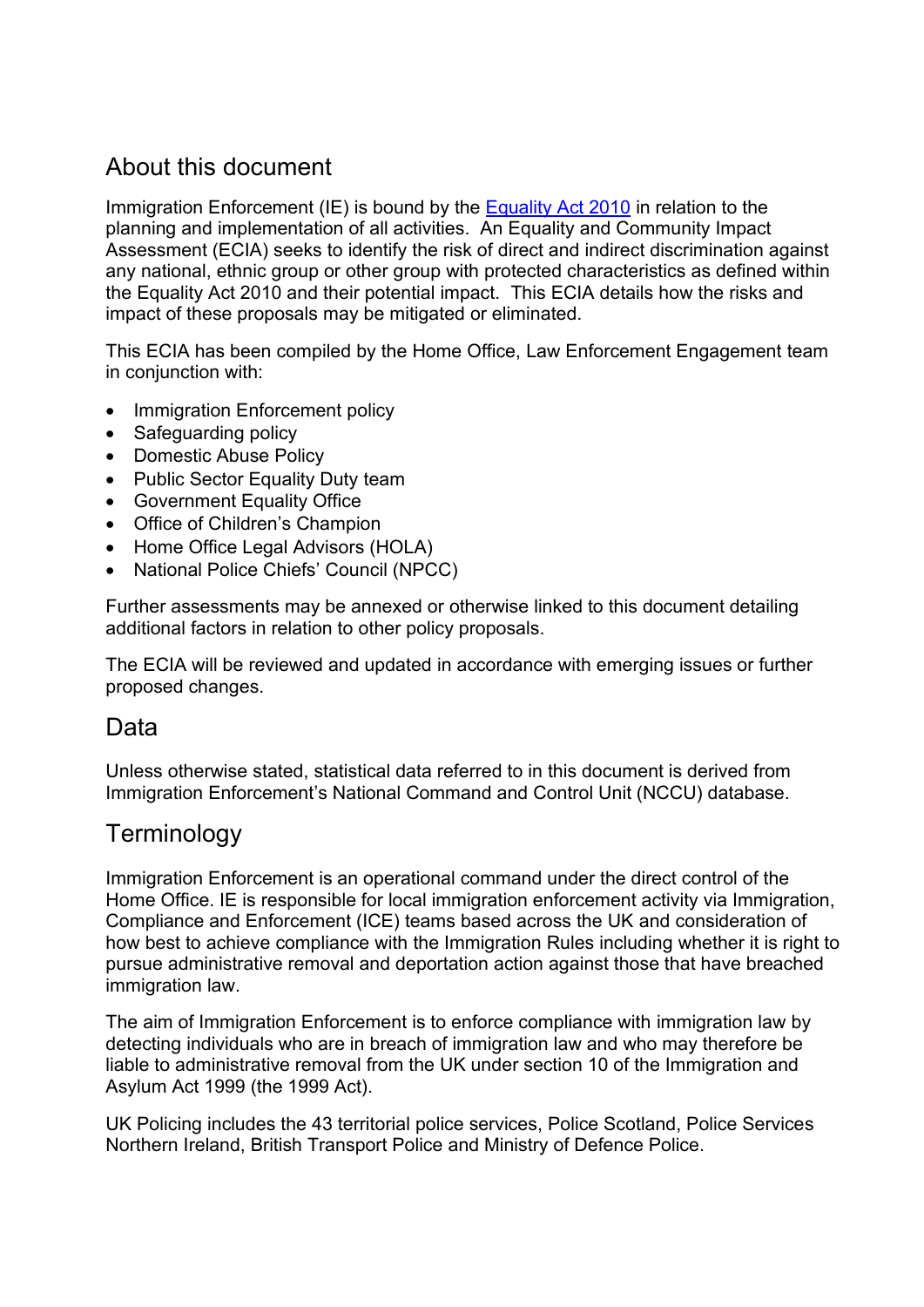## About this document

Immigration Enforcement (IE) is bound by the [Equality Act 2010](https://www.legislation.gov.uk/ukpga/2010/15/contents) in relation to the planning and implementation of all activities. An Equality and Community Impact Assessment (ECIA) seeks to identify the risk of direct and indirect discrimination against any national, ethnic group or other group with protected characteristics as defined within the Equality Act 2010 and their potential impact. This ECIA details how the risks and impact of these proposals may be mitigated or eliminated.

This ECIA has been compiled by the Home Office, Law Enforcement Engagement team in conjunction with:

- Immigration Enforcement policy
- Safeguarding policy
- Domestic Abuse Policy
- Public Sector Equality Duty team
- Government Equality Office
- Office of Children's Champion
- Home Office Legal Advisors (HOLA)
- National Police Chiefs' Council (NPCC)

Further assessments may be annexed or otherwise linked to this document detailing additional factors in relation to other policy proposals.

The ECIA will be reviewed and updated in accordance with emerging issues or further proposed changes.

## Data

Unless otherwise stated, statistical data referred to in this document is derived from Immigration Enforcement's National Command and Control Unit (NCCU) database.

## Terminology

Immigration Enforcement is an operational command under the direct control of the Home Office. IE is responsible for local immigration enforcement activity via Immigration, Compliance and Enforcement (ICE) teams based across the UK and consideration of how best to achieve compliance with the Immigration Rules including whether it is right to pursue administrative removal and deportation action against those that have breached immigration law.

The aim of Immigration Enforcement is to enforce compliance with immigration law by detecting individuals who are in breach of immigration law and who may therefore be liable to administrative removal from the UK under section 10 of the Immigration and Asylum Act 1999 (the 1999 Act).

UK Policing includes the 43 territorial police services, Police Scotland, Police Services Northern Ireland, British Transport Police and Ministry of Defence Police.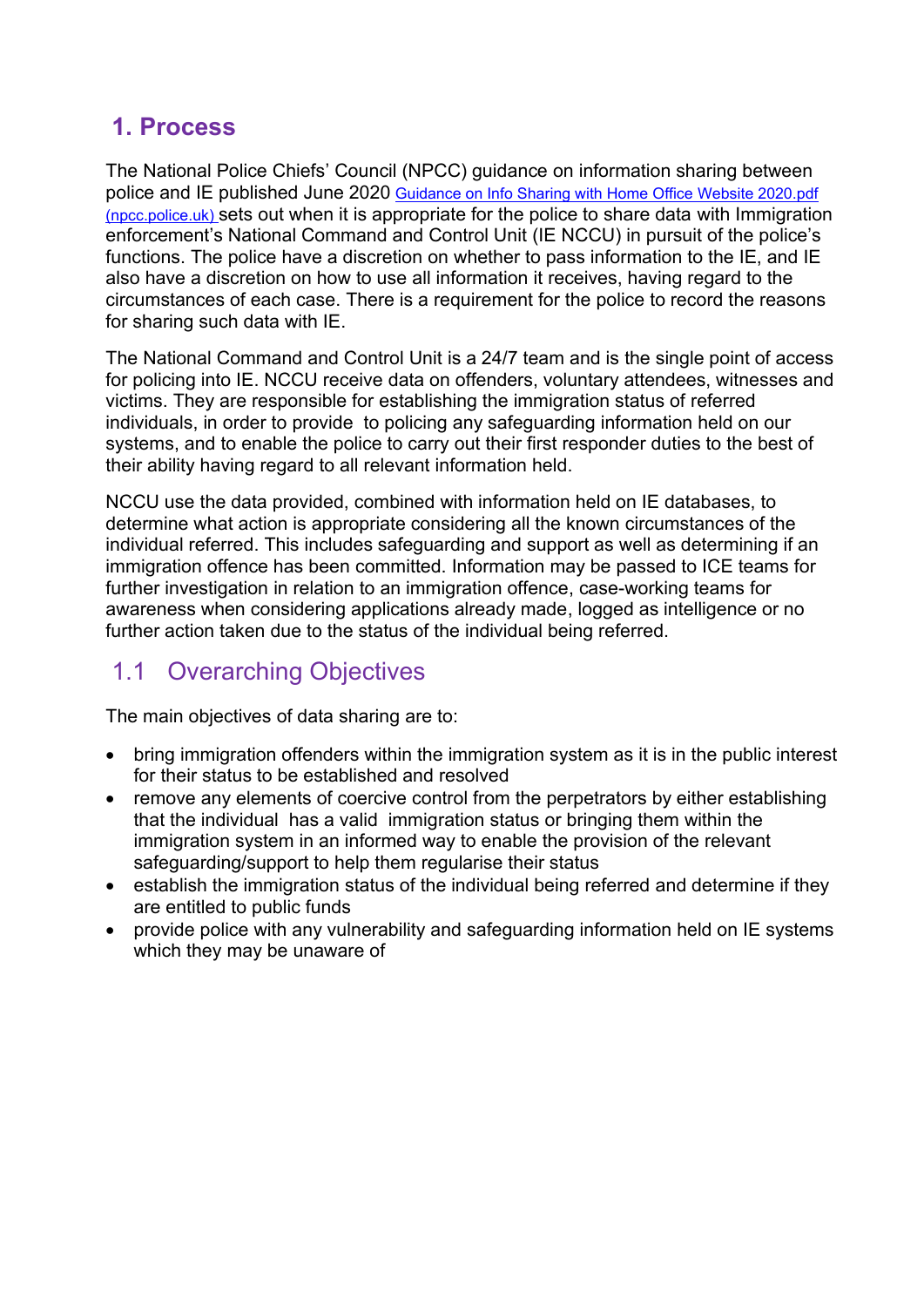# 1. Process

The National Police Chiefs' Council (NPCC) guidance on information sharing between police and IE published June 2020 [Guidance on Info Sharing with Home Office Website 2020.pdf (npcc.police.uk)](npcc.police.uk) sets out when it is appropriate for the police to share data with Immigration enforcement's National Command and Control Unit (IE NCCU) in pursuit of the police's functions. The police have a discretion on whether to pass information to the IE, and IE also have a discretion on how to use all information it receives, having regard to the circumstances of each case. There is a requirement for the police to record the reasons for sharing such data with IE.

The National Command and Control Unit is a 24/7 team and is the single point of access for policing into IE. NCCU receive data on offenders, voluntary attendees, witnesses and victims. They are responsible for establishing the immigration status of referred individuals, in order to provide to policing any safeguarding information held on our systems, and to enable the police to carry out their first responder duties to the best of their ability having regard to all relevant information held.

NCCU use the data provided, combined with information held on IE databases, to determine what action is appropriate considering all the known circumstances of the individual referred. This includes safeguarding and support as well as determining if an immigration offence has been committed. Information may be passed to ICE teams for further investigation in relation to an immigration offence, case-working teams for awareness when considering applications already made, logged as intelligence or no further action taken due to the status of the individual being referred.

## 1.1 Overarching Objectives

The main objectives of data sharing are to:

- bring immigration offenders within the immigration system as it is in the public interest for their status to be established and resolved
- remove any elements of coercive control from the perpetrators by either establishing that the individual has a valid immigration status or bringing them within the immigration system in an informed way to enable the provision of the relevant safeguarding/support to help them regularise their status
- establish the immigration status of the individual being referred and determine if they are entitled to public funds
- provide police with any vulnerability and safeguarding information held on IE systems which they may be unaware of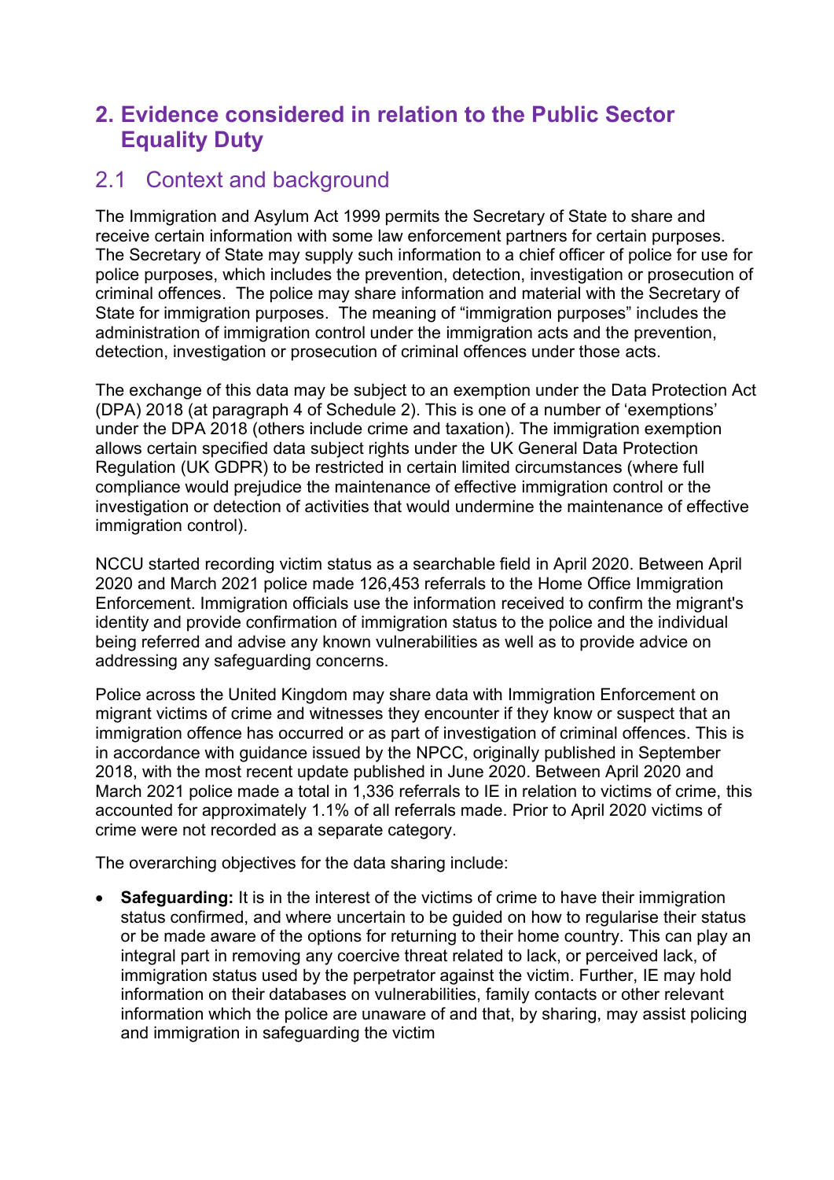## 2. Evidence considered in relation to the Public Sector Equality Duty

### 2.1 Context and background

The Immigration and Asylum Act 1999 permits the Secretary of State to share and receive certain information with some law enforcement partners for certain purposes. The Secretary of State may supply such information to a chief officer of police for use for police purposes, which includes the prevention, detection, investigation or prosecution of criminal offences. The police may share information and material with the Secretary of State for immigration purposes. The meaning of "immigration purposes" includes the administration of immigration control under the immigration acts and the prevention, detection, investigation or prosecution of criminal offences under those acts.

The exchange of this data may be subject to an exemption under the Data Protection Act (DPA) 2018 (at paragraph 4 of Schedule 2). This is one of a number of 'exemptions' under the DPA 2018 (others include crime and taxation). The immigration exemption allows certain specified data subject rights under the UK General Data Protection Regulation (UK GDPR) to be restricted in certain limited circumstances (where full compliance would prejudice the maintenance of effective immigration control or the investigation or detection of activities that would undermine the maintenance of effective immigration control).

NCCU started recording victim status as a searchable field in April 2020. Between April 2020 and March 2021 police made 126,453 referrals to the Home Office Immigration Enforcement. Immigration officials use the information received to confirm the migrant's identity and provide confirmation of immigration status to the police and the individual being referred and advise any known vulnerabilities as well as to provide advice on addressing any safeguarding concerns.

Police across the United Kingdom may share data with Immigration Enforcement on migrant victims of crime and witnesses they encounter if they know or suspect that an immigration offence has occurred or as part of investigation of criminal offences. This is in accordance with guidance issued by the NPCC, originally published in September 2018, with the most recent update published in June 2020. Between April 2020 and March 2021 police made a total in 1,336 referrals to IE in relation to victims of crime, this accounted for approximately 1.1% of all referrals made. Prior to April 2020 victims of crime were not recorded as a separate category.

The overarching objectives for the data sharing include:

- **Safeguarding:** It is in the interest of the victims of crime to have their immigration status confirmed, and where uncertain to be guided on how to regularise their status or be made aware of the options for returning to their home country. This can play an integral part in removing any coercive threat related to lack, or perceived lack, of immigration status used by the perpetrator against the victim. Further, IE may hold information on their databases on vulnerabilities, family contacts or other relevant information which the police are unaware of and that, by sharing, may assist policing and immigration in safeguarding the victim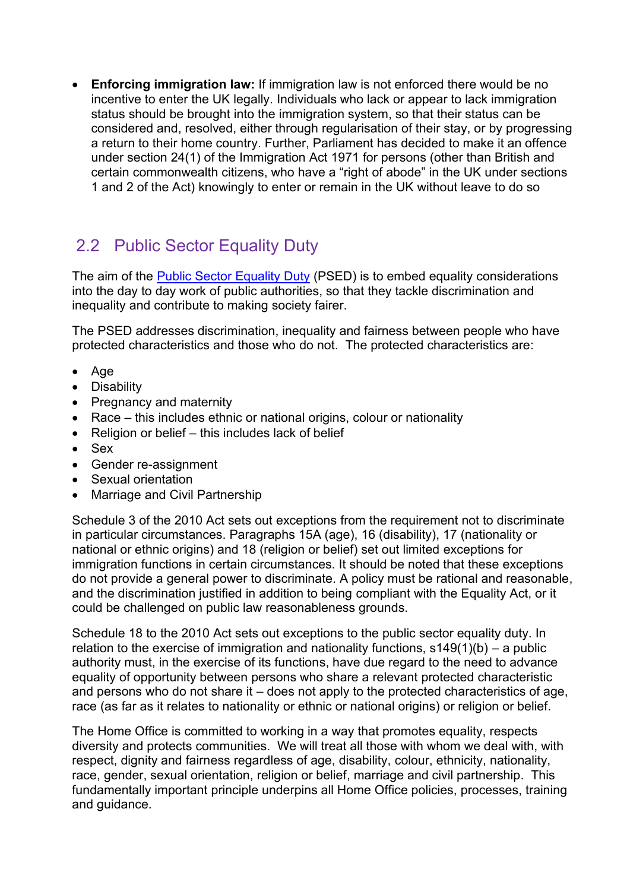- **Enforcing immigration law:** If immigration law is not enforced there would be no incentive to enter the UK legally. Individuals who lack or appear to lack immigration status should be brought into the immigration system, so that their status can be considered and, resolved, either through regularisation of their stay, or by progressing a return to their home country. Further, Parliament has decided to make it an offence under section 24(1) of the Immigration Act 1971 for persons (other than British and certain commonwealth citizens, who have a "right of abode" in the UK under sections 1 and 2 of the Act) knowingly to enter or remain in the UK without leave to do so

## 2.2 Public Sector Equality Duty

The aim of the Public Sector Equality Duty (PSED) is to embed equality considerations into the day to day work of public authorities, so that they tackle discrimination and inequality and contribute to making society fairer.

The PSED addresses discrimination, inequality and fairness between people who have protected characteristics and those who do not. The protected characteristics are:

- Age
- Disability
- Pregnancy and maternity
- Race – this includes ethnic or national origins, colour or nationality
- Religion or belief – this includes lack of belief
- Sex
- Gender re-assignment
- Sexual orientation
- Marriage and Civil Partnership

Schedule 3 of the 2010 Act sets out exceptions from the requirement not to discriminate in particular circumstances. Paragraphs 15A (age), 16 (disability), 17 (nationality or national or ethnic origins) and 18 (religion or belief) set out limited exceptions for immigration functions in certain circumstances. It should be noted that these exceptions do not provide a general power to discriminate. A policy must be rational and reasonable, and the discrimination justified in addition to being compliant with the Equality Act, or it could be challenged on public law reasonableness grounds.

Schedule 18 to the 2010 Act sets out exceptions to the public sector equality duty. In relation to the exercise of immigration and nationality functions, s149(1)(b) – a public authority must, in the exercise of its functions, have due regard to the need to advance equality of opportunity between persons who share a relevant protected characteristic and persons who do not share it – does not apply to the protected characteristics of age, race (as far as it relates to nationality or ethnic or national origins) or religion or belief.

The Home Office is committed to working in a way that promotes equality, respects diversity and protects communities. We will treat all those with whom we deal with, with respect, dignity and fairness regardless of age, disability, colour, ethnicity, nationality, race, gender, sexual orientation, religion or belief, marriage and civil partnership. This fundamentally important principle underpins all Home Office policies, processes, training and guidance.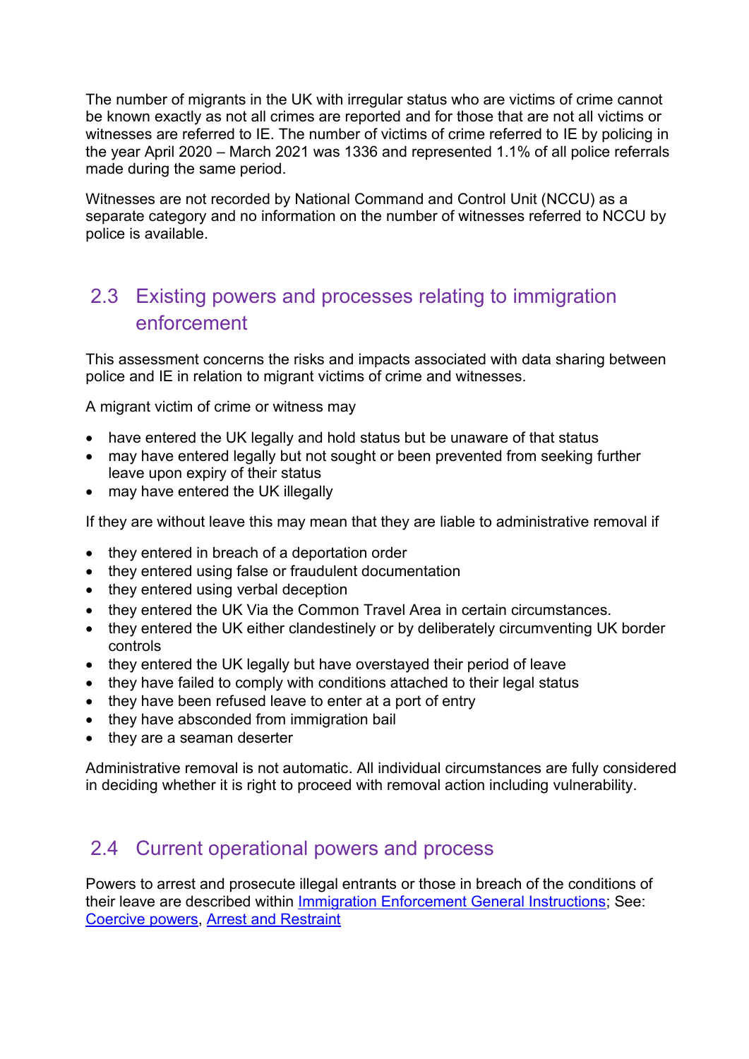The number of migrants in the UK with irregular status who are victims of crime cannot be known exactly as not all crimes are reported and for those that are not all victims or witnesses are referred to IE. The number of victims of crime referred to IE by policing in the year April 2020 – March 2021 was 1336 and represented 1.1% of all police referrals made during the same period.

Witnesses are not recorded by National Command and Control Unit (NCCU) as a separate category and no information on the number of witnesses referred to NCCU by police is available.

## 2.3 Existing powers and processes relating to immigration enforcement

This assessment concerns the risks and impacts associated with data sharing between police and IE in relation to migrant victims of crime and witnesses.

A migrant victim of crime or witness may

- have entered the UK legally and hold status but be unaware of that status
- may have entered legally but not sought or been prevented from seeking further leave upon expiry of their status
- may have entered the UK illegally

If they are without leave this may mean that they are liable to administrative removal if

- they entered in breach of a deportation order
- they entered using false or fraudulent documentation
- they entered using verbal deception
- they entered the UK Via the Common Travel Area in certain circumstances.
- they entered the UK either clandestinely or by deliberately circumventing UK border controls
- they entered the UK legally but have overstayed their period of leave
- they have failed to comply with conditions attached to their legal status
- they have been refused leave to enter at a port of entry
- they have absconded from immigration bail
- they are a seaman deserter

Administrative removal is not automatic. All individual circumstances are fully considered in deciding whether it is right to proceed with removal action including vulnerability.

## 2.4 Current operational powers and process

Powers to arrest and prosecute illegal entrants or those in breach of the conditions of their leave are described within [Immigration Enforcement General Instructions](); See: [Coercive powers](), [Arrest and Restraint]()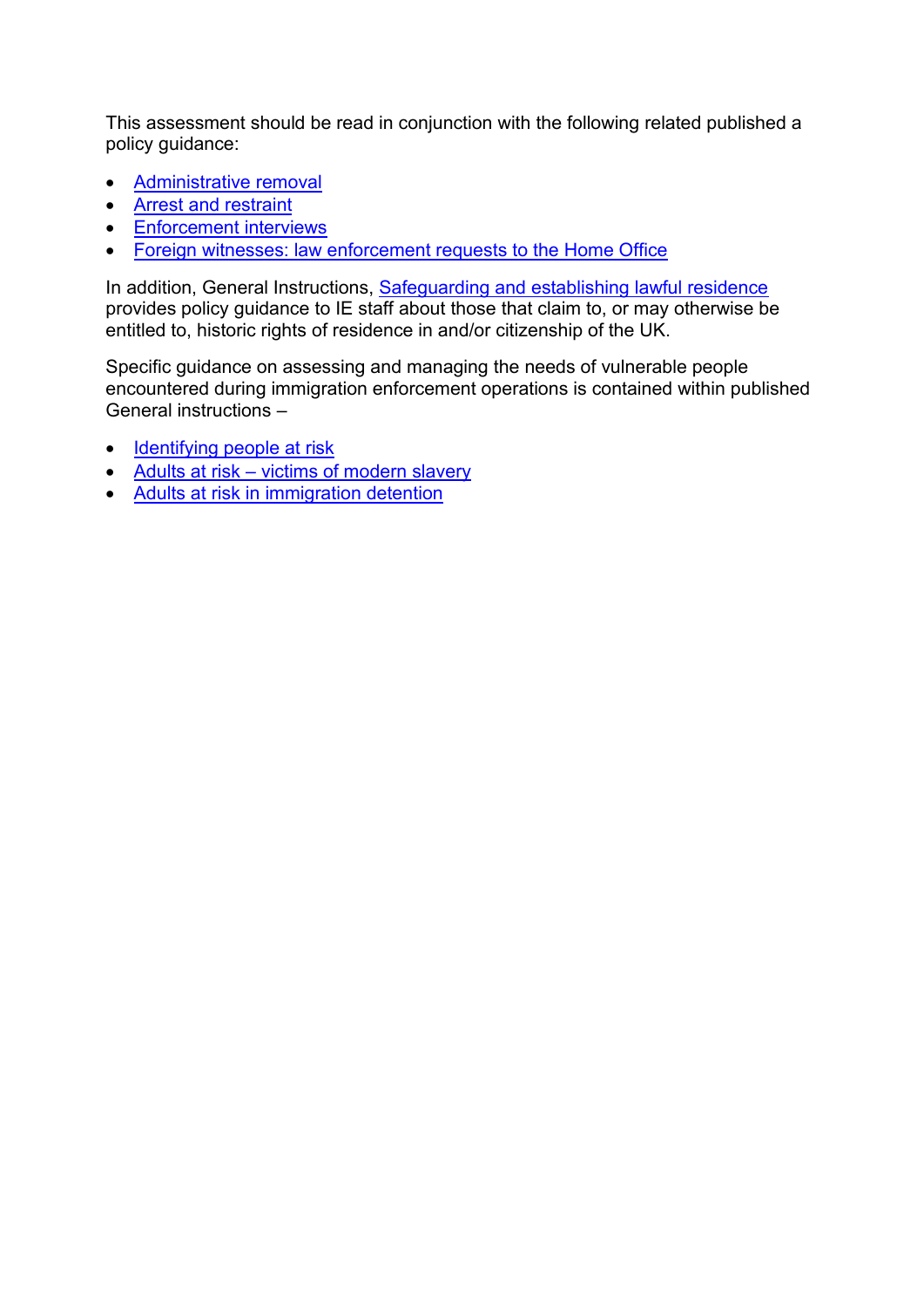This assessment should be read in conjunction with the following related published a policy guidance:

- Administrative removal
- Arrest and restraint
- Enforcement interviews
- Foreign witnesses: law enforcement requests to the Home Office

In addition, General Instructions, Safeguarding and establishing lawful residence provides policy guidance to IE staff about those that claim to, or may otherwise be entitled to, historic rights of residence in and/or citizenship of the UK.

Specific guidance on assessing and managing the needs of vulnerable people encountered during immigration enforcement operations is contained within published General instructions –

- Identifying people at risk
- Adults at risk – victims of modern slavery
- Adults at risk in immigration detention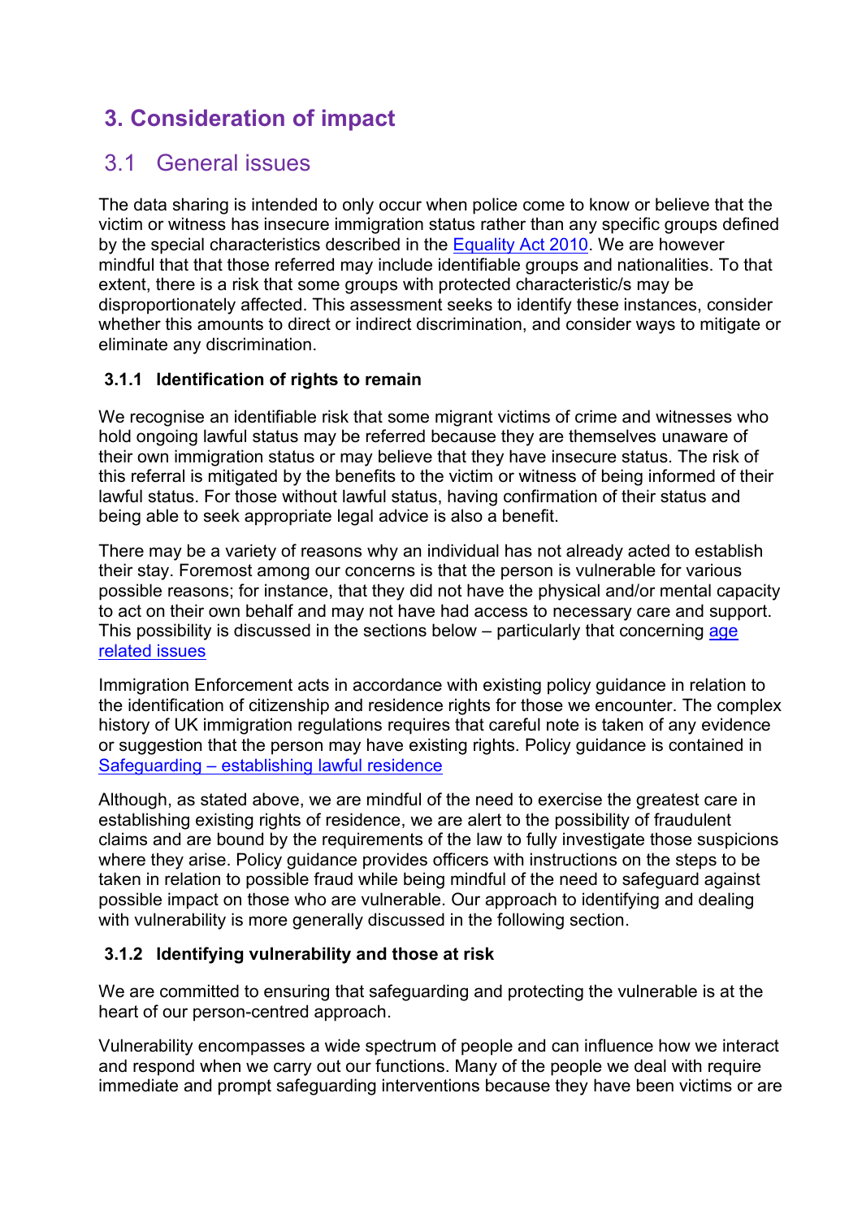## 3. Consideration of impact

### 3.1 General issues

The data sharing is intended to only occur when police come to know or believe that the victim or witness has insecure immigration status rather than any specific groups defined by the special characteristics described in the Equality Act 2010. We are however mindful that that those referred may include identifiable groups and nationalities. To that extent, there is a risk that some groups with protected characteristic/s may be disproportionately affected. This assessment seeks to identify these instances, consider whether this amounts to direct or indirect discrimination, and consider ways to mitigate or eliminate any discrimination.

#### 3.1.1 Identification of rights to remain

We recognise an identifiable risk that some migrant victims of crime and witnesses who hold ongoing lawful status may be referred because they are themselves unaware of their own immigration status or may believe that they have insecure status. The risk of this referral is mitigated by the benefits to the victim or witness of being informed of their lawful status. For those without lawful status, having confirmation of their status and being able to seek appropriate legal advice is also a benefit.

There may be a variety of reasons why an individual has not already acted to establish their stay. Foremost among our concerns is that the person is vulnerable for various possible reasons; for instance, that they did not have the physical and/or mental capacity to act on their own behalf and may not have had access to necessary care and support. This possibility is discussed in the sections below – particularly that concerning age related issues

Immigration Enforcement acts in accordance with existing policy guidance in relation to the identification of citizenship and residence rights for those we encounter. The complex history of UK immigration regulations requires that careful note is taken of any evidence or suggestion that the person may have existing rights. Policy guidance is contained in Safeguarding – establishing lawful residence

Although, as stated above, we are mindful of the need to exercise the greatest care in establishing existing rights of residence, we are alert to the possibility of fraudulent claims and are bound by the requirements of the law to fully investigate those suspicions where they arise. Policy guidance provides officers with instructions on the steps to be taken in relation to possible fraud while being mindful of the need to safeguard against possible impact on those who are vulnerable. Our approach to identifying and dealing with vulnerability is more generally discussed in the following section.

#### 3.1.2 Identifying vulnerability and those at risk

We are committed to ensuring that safeguarding and protecting the vulnerable is at the heart of our person-centred approach.

Vulnerability encompasses a wide spectrum of people and can influence how we interact and respond when we carry out our functions. Many of the people we deal with require immediate and prompt safeguarding interventions because they have been victims or are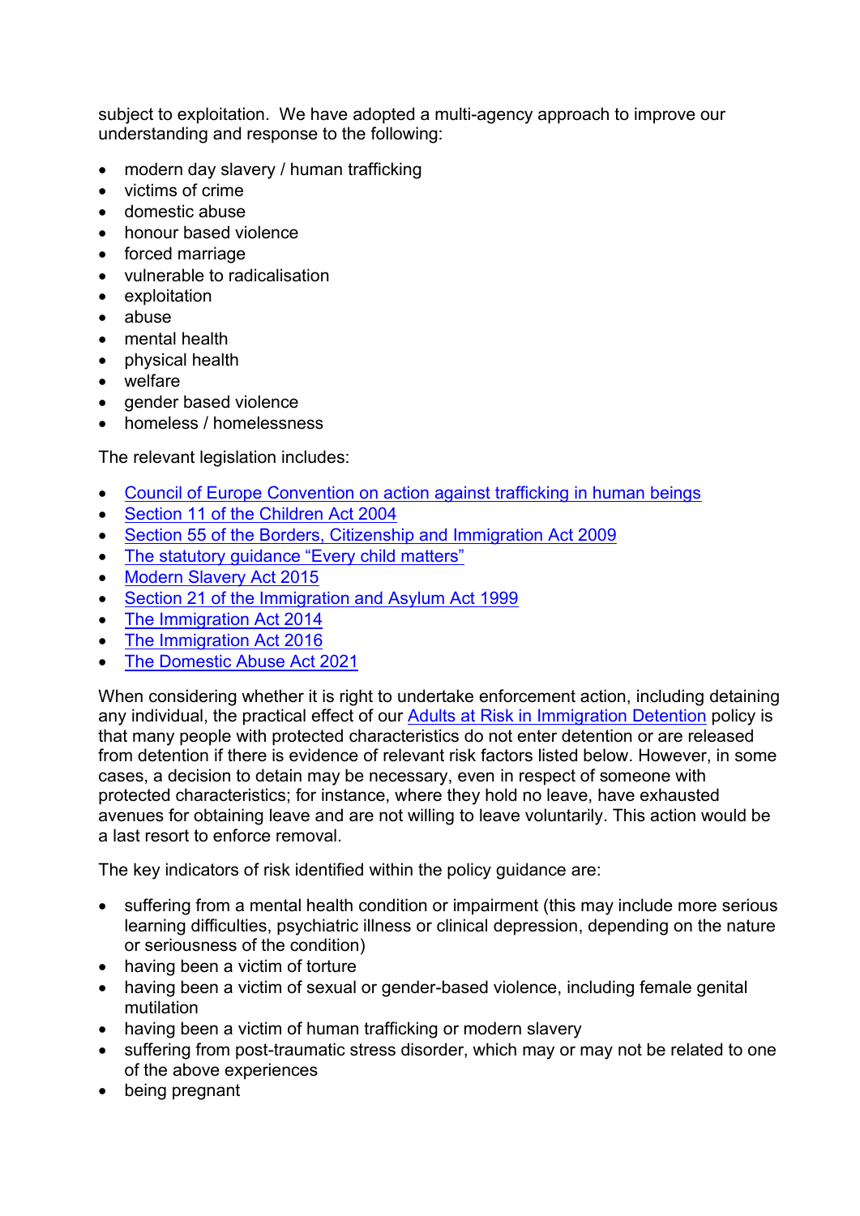subject to exploitation. We have adopted a multi-agency approach to improve our understanding and response to the following:

- modern day slavery / human trafficking
- victims of crime
- domestic abuse
- honour based violence
- forced marriage
- vulnerable to radicalisation
- exploitation
- abuse
- mental health
- physical health
- welfare
- gender based violence
- homeless / homelessness

The relevant legislation includes:

- Council of Europe Convention on action against trafficking in human beings
- Section 11 of the Children Act 2004
- Section 55 of the Borders, Citizenship and Immigration Act 2009
- The statutory guidance "Every child matters"
- Modern Slavery Act 2015
- Section 21 of the Immigration and Asylum Act 1999
- The Immigration Act 2014
- The Immigration Act 2016
- The Domestic Abuse Act 2021

When considering whether it is right to undertake enforcement action, including detaining any individual, the practical effect of our Adults at Risk in Immigration Detention policy is that many people with protected characteristics do not enter detention or are released from detention if there is evidence of relevant risk factors listed below. However, in some cases, a decision to detain may be necessary, even in respect of someone with protected characteristics; for instance, where they hold no leave, have exhausted avenues for obtaining leave and are not willing to leave voluntarily. This action would be a last resort to enforce removal.

The key indicators of risk identified within the policy guidance are:

- suffering from a mental health condition or impairment (this may include more serious learning difficulties, psychiatric illness or clinical depression, depending on the nature or seriousness of the condition)
- having been a victim of torture
- having been a victim of sexual or gender-based violence, including female genital mutilation
- having been a victim of human trafficking or modern slavery
- suffering from post-traumatic stress disorder, which may or may not be related to one of the above experiences
- being pregnant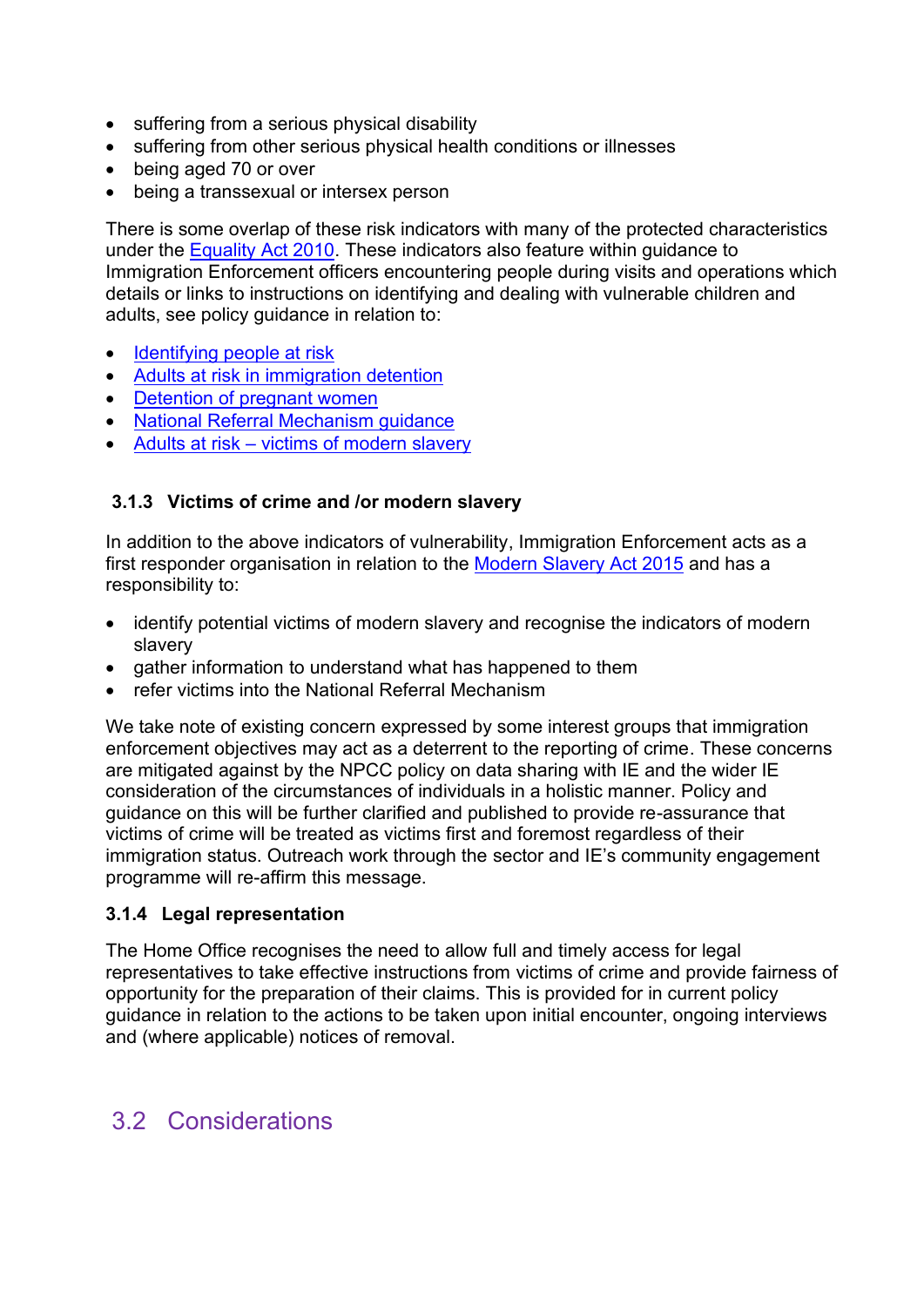- suffering from a serious physical disability
- suffering from other serious physical health conditions or illnesses
- being aged 70 or over
- being a transsexual or intersex person

There is some overlap of these risk indicators with many of the protected characteristics under the Equality Act 2010. These indicators also feature within guidance to Immigration Enforcement officers encountering people during visits and operations which details or links to instructions on identifying and dealing with vulnerable children and adults, see policy guidance in relation to:

- Identifying people at risk
- Adults at risk in immigration detention
- Detention of pregnant women
- National Referral Mechanism guidance
- Adults at risk – victims of modern slavery

### 3.1.3 Victims of crime and /or modern slavery

In addition to the above indicators of vulnerability, Immigration Enforcement acts as a first responder organisation in relation to the Modern Slavery Act 2015 and has a responsibility to:

- identify potential victims of modern slavery and recognise the indicators of modern slavery
- gather information to understand what has happened to them
- refer victims into the National Referral Mechanism

We take note of existing concern expressed by some interest groups that immigration enforcement objectives may act as a deterrent to the reporting of crime. These concerns are mitigated against by the NPCC policy on data sharing with IE and the wider IE consideration of the circumstances of individuals in a holistic manner. Policy and guidance on this will be further clarified and published to provide re-assurance that victims of crime will be treated as victims first and foremost regardless of their immigration status. Outreach work through the sector and IE's community engagement programme will re-affirm this message.

### 3.1.4 Legal representation

The Home Office recognises the need to allow full and timely access for legal representatives to take effective instructions from victims of crime and provide fairness of opportunity for the preparation of their claims. This is provided for in current policy guidance in relation to the actions to be taken upon initial encounter, ongoing interviews and (where applicable) notices of removal.

## 3.2 Considerations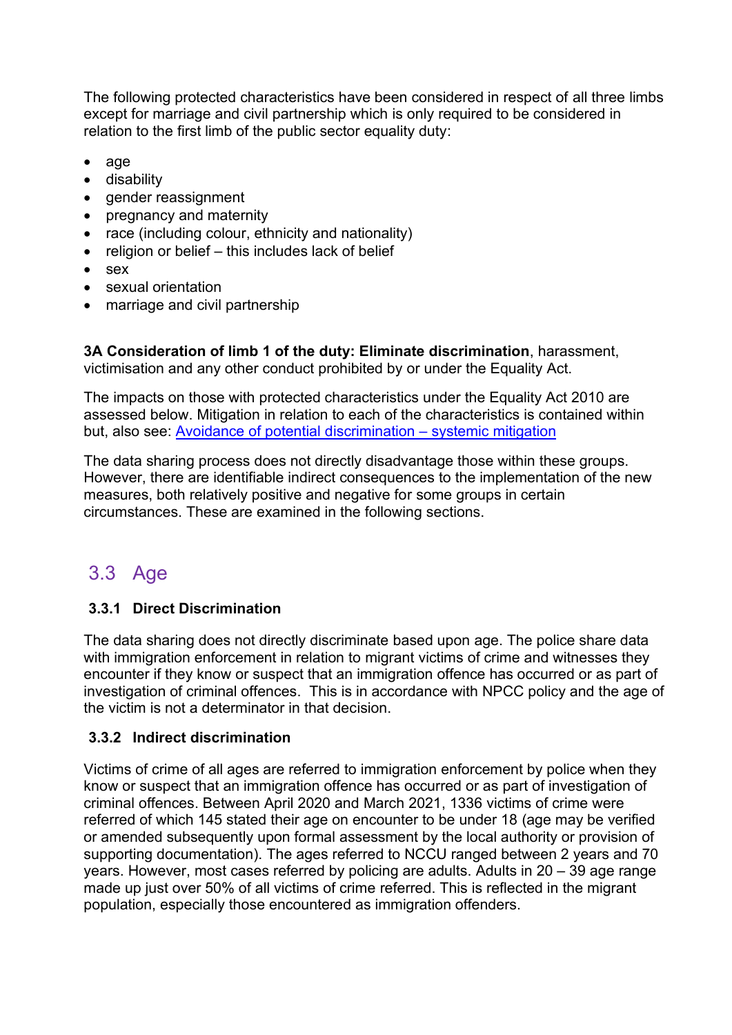The following protected characteristics have been considered in respect of all three limbs except for marriage and civil partnership which is only required to be considered in relation to the first limb of the public sector equality duty:

- age
- disability
- gender reassignment
- pregnancy and maternity
- race (including colour, ethnicity and nationality)
- religion or belief – this includes lack of belief
- sex
- sexual orientation
- marriage and civil partnership

**3A Consideration of limb 1 of the duty: Eliminate discrimination**, harassment, victimisation and any other conduct prohibited by or under the Equality Act.

The impacts on those with protected characteristics under the Equality Act 2010 are assessed below. Mitigation in relation to each of the characteristics is contained within but, also see: Avoidance of potential discrimination – systemic mitigation

The data sharing process does not directly disadvantage those within these groups. However, there are identifiable indirect consequences to the implementation of the new measures, both relatively positive and negative for some groups in certain circumstances. These are examined in the following sections.

## 3.3 Age

### 3.3.1 Direct Discrimination

The data sharing does not directly discriminate based upon age. The police share data with immigration enforcement in relation to migrant victims of crime and witnesses they encounter if they know or suspect that an immigration offence has occurred or as part of investigation of criminal offences. This is in accordance with NPCC policy and the age of the victim is not a determinator in that decision.

### 3.3.2 Indirect discrimination

Victims of crime of all ages are referred to immigration enforcement by police when they know or suspect that an immigration offence has occurred or as part of investigation of criminal offences. Between April 2020 and March 2021, 1336 victims of crime were referred of which 145 stated their age on encounter to be under 18 (age may be verified or amended subsequently upon formal assessment by the local authority or provision of supporting documentation). The ages referred to NCCU ranged between 2 years and 70 years. However, most cases referred by policing are adults. Adults in 20 – 39 age range made up just over 50% of all victims of crime referred. This is reflected in the migrant population, especially those encountered as immigration offenders.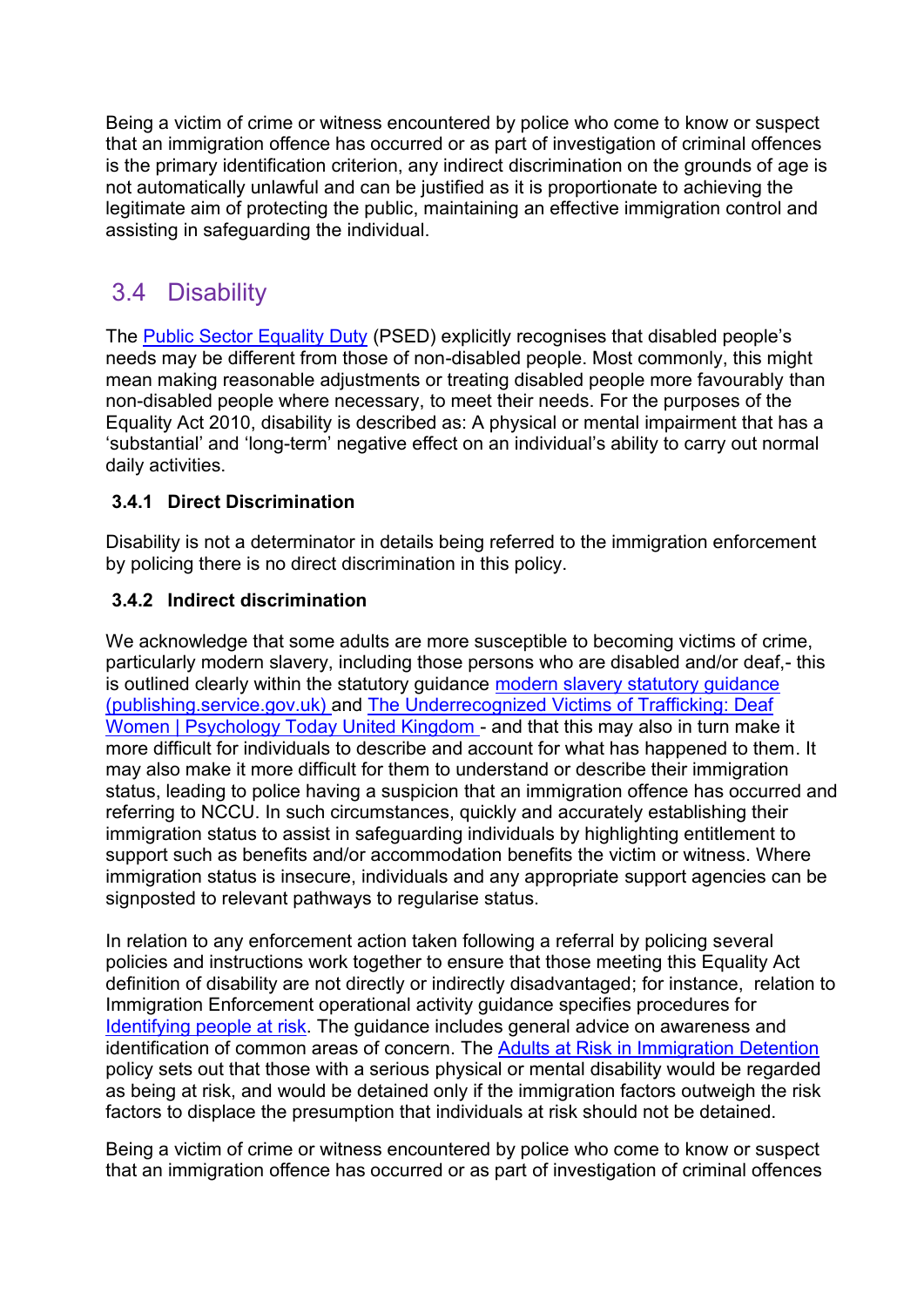Being a victim of crime or witness encountered by police who come to know or suspect that an immigration offence has occurred or as part of investigation of criminal offences is the primary identification criterion, any indirect discrimination on the grounds of age is not automatically unlawful and can be justified as it is proportionate to achieving the legitimate aim of protecting the public, maintaining an effective immigration control and assisting in safeguarding the individual.

## 3.4 Disability

The Public Sector Equality Duty (PSED) explicitly recognises that disabled people's needs may be different from those of non-disabled people. Most commonly, this might mean making reasonable adjustments or treating disabled people more favourably than non-disabled people where necessary, to meet their needs. For the purposes of the Equality Act 2010, disability is described as: A physical or mental impairment that has a 'substantial' and 'long-term' negative effect on an individual's ability to carry out normal daily activities.

### 3.4.1 Direct Discrimination

Disability is not a determinator in details being referred to the immigration enforcement by policing there is no direct discrimination in this policy.

### 3.4.2 Indirect discrimination

We acknowledge that some adults are more susceptible to becoming victims of crime, particularly modern slavery, including those persons who are disabled and/or deaf,- this is outlined clearly within the statutory guidance modern slavery statutory guidance (publishing.service.gov.uk) and The Underrecognized Victims of Trafficking: Deaf Women | Psychology Today United Kingdom - and that this may also in turn make it more difficult for individuals to describe and account for what has happened to them. It may also make it more difficult for them to understand or describe their immigration status, leading to police having a suspicion that an immigration offence has occurred and referring to NCCU. In such circumstances, quickly and accurately establishing their immigration status to assist in safeguarding individuals by highlighting entitlement to support such as benefits and/or accommodation benefits the victim or witness. Where immigration status is insecure, individuals and any appropriate support agencies can be signposted to relevant pathways to regularise status.

In relation to any enforcement action taken following a referral by policing several policies and instructions work together to ensure that those meeting this Equality Act definition of disability are not directly or indirectly disadvantaged; for instance, relation to Immigration Enforcement operational activity guidance specifies procedures for Identifying people at risk. The guidance includes general advice on awareness and identification of common areas of concern. The Adults at Risk in Immigration Detention policy sets out that those with a serious physical or mental disability would be regarded as being at risk, and would be detained only if the immigration factors outweigh the risk factors to displace the presumption that individuals at risk should not be detained.

Being a victim of crime or witness encountered by police who come to know or suspect that an immigration offence has occurred or as part of investigation of criminal offences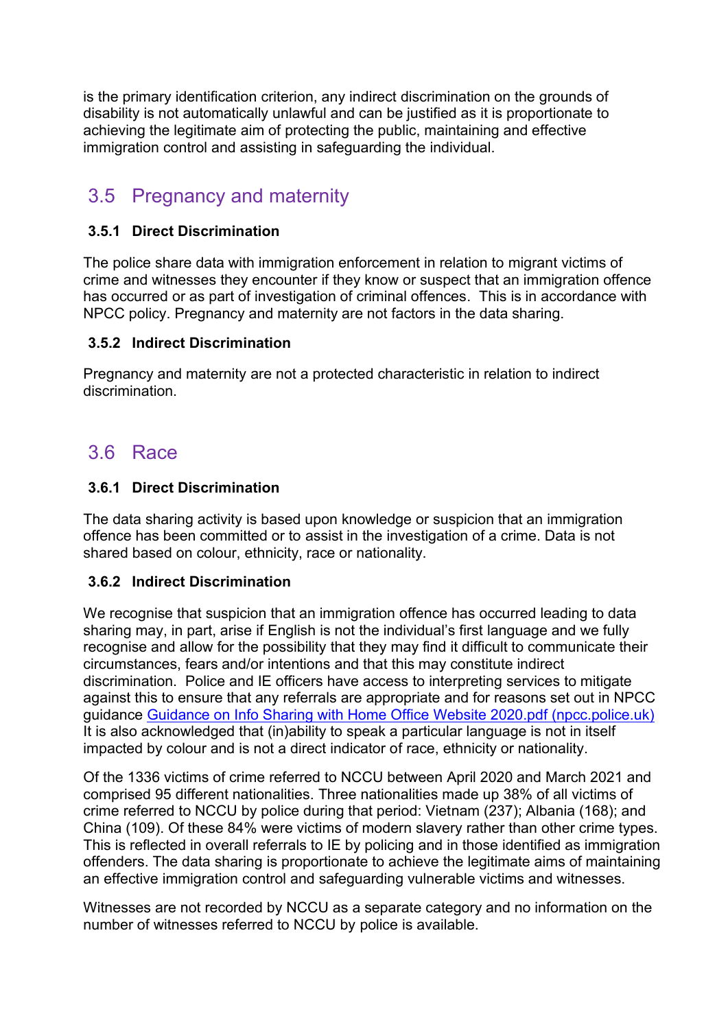is the primary identification criterion, any indirect discrimination on the grounds of disability is not automatically unlawful and can be justified as it is proportionate to achieving the legitimate aim of protecting the public, maintaining and effective immigration control and assisting in safeguarding the individual.

## 3.5 Pregnancy and maternity

### 3.5.1 Direct Discrimination

The police share data with immigration enforcement in relation to migrant victims of crime and witnesses they encounter if they know or suspect that an immigration offence has occurred or as part of investigation of criminal offences. This is in accordance with NPCC policy. Pregnancy and maternity are not factors in the data sharing.

### 3.5.2 Indirect Discrimination

Pregnancy and maternity are not a protected characteristic in relation to indirect discrimination.

## 3.6 Race

### 3.6.1 Direct Discrimination

The data sharing activity is based upon knowledge or suspicion that an immigration offence has been committed or to assist in the investigation of a crime. Data is not shared based on colour, ethnicity, race or nationality.

### 3.6.2 Indirect Discrimination

We recognise that suspicion that an immigration offence has occurred leading to data sharing may, in part, arise if English is not the individual's first language and we fully recognise and allow for the possibility that they may find it difficult to communicate their circumstances, fears and/or intentions and that this may constitute indirect discrimination. Police and IE officers have access to interpreting services to mitigate against this to ensure that any referrals are appropriate and for reasons set out in NPCC guidance [Guidance on Info Sharing with Home Office Website 2020.pdf (npcc.police.uk)](npcc.police.uk) It is also acknowledged that (in)ability to speak a particular language is not in itself impacted by colour and is not a direct indicator of race, ethnicity or nationality.

Of the 1336 victims of crime referred to NCCU between April 2020 and March 2021 and comprised 95 different nationalities. Three nationalities made up 38% of all victims of crime referred to NCCU by police during that period: Vietnam (237); Albania (168); and China (109). Of these 84% were victims of modern slavery rather than other crime types. This is reflected in overall referrals to IE by policing and in those identified as immigration offenders. The data sharing is proportionate to achieve the legitimate aims of maintaining an effective immigration control and safeguarding vulnerable victims and witnesses.

Witnesses are not recorded by NCCU as a separate category and no information on the number of witnesses referred to NCCU by police is available.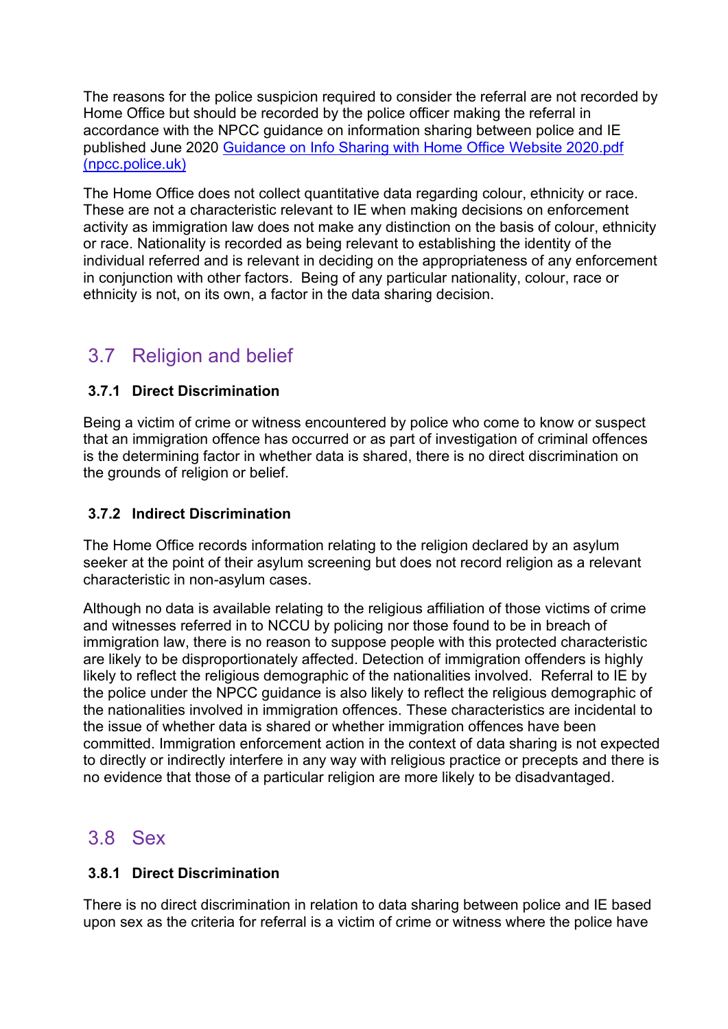The reasons for the police suspicion required to consider the referral are not recorded by Home Office but should be recorded by the police officer making the referral in accordance with the NPCC guidance on information sharing between police and IE published June 2020 [Guidance on Info Sharing with Home Office Website 2020.pdf (npcc.police.uk)](npcc.police.uk)

The Home Office does not collect quantitative data regarding colour, ethnicity or race. These are not a characteristic relevant to IE when making decisions on enforcement activity as immigration law does not make any distinction on the basis of colour, ethnicity or race. Nationality is recorded as being relevant to establishing the identity of the individual referred and is relevant in deciding on the appropriateness of any enforcement in conjunction with other factors. Being of any particular nationality, colour, race or ethnicity is not, on its own, a factor in the data sharing decision.

## 3.7 Religion and belief

### 3.7.1 Direct Discrimination

Being a victim of crime or witness encountered by police who come to know or suspect that an immigration offence has occurred or as part of investigation of criminal offences is the determining factor in whether data is shared, there is no direct discrimination on the grounds of religion or belief.

### 3.7.2 Indirect Discrimination

The Home Office records information relating to the religion declared by an asylum seeker at the point of their asylum screening but does not record religion as a relevant characteristic in non-asylum cases.

Although no data is available relating to the religious affiliation of those victims of crime and witnesses referred in to NCCU by policing nor those found to be in breach of immigration law, there is no reason to suppose people with this protected characteristic are likely to be disproportionately affected. Detection of immigration offenders is highly likely to reflect the religious demographic of the nationalities involved. Referral to IE by the police under the NPCC guidance is also likely to reflect the religious demographic of the nationalities involved in immigration offences. These characteristics are incidental to the issue of whether data is shared or whether immigration offences have been committed. Immigration enforcement action in the context of data sharing is not expected to directly or indirectly interfere in any way with religious practice or precepts and there is no evidence that those of a particular religion are more likely to be disadvantaged.

## 3.8 Sex

### 3.8.1 Direct Discrimination

There is no direct discrimination in relation to data sharing between police and IE based upon sex as the criteria for referral is a victim of crime or witness where the police have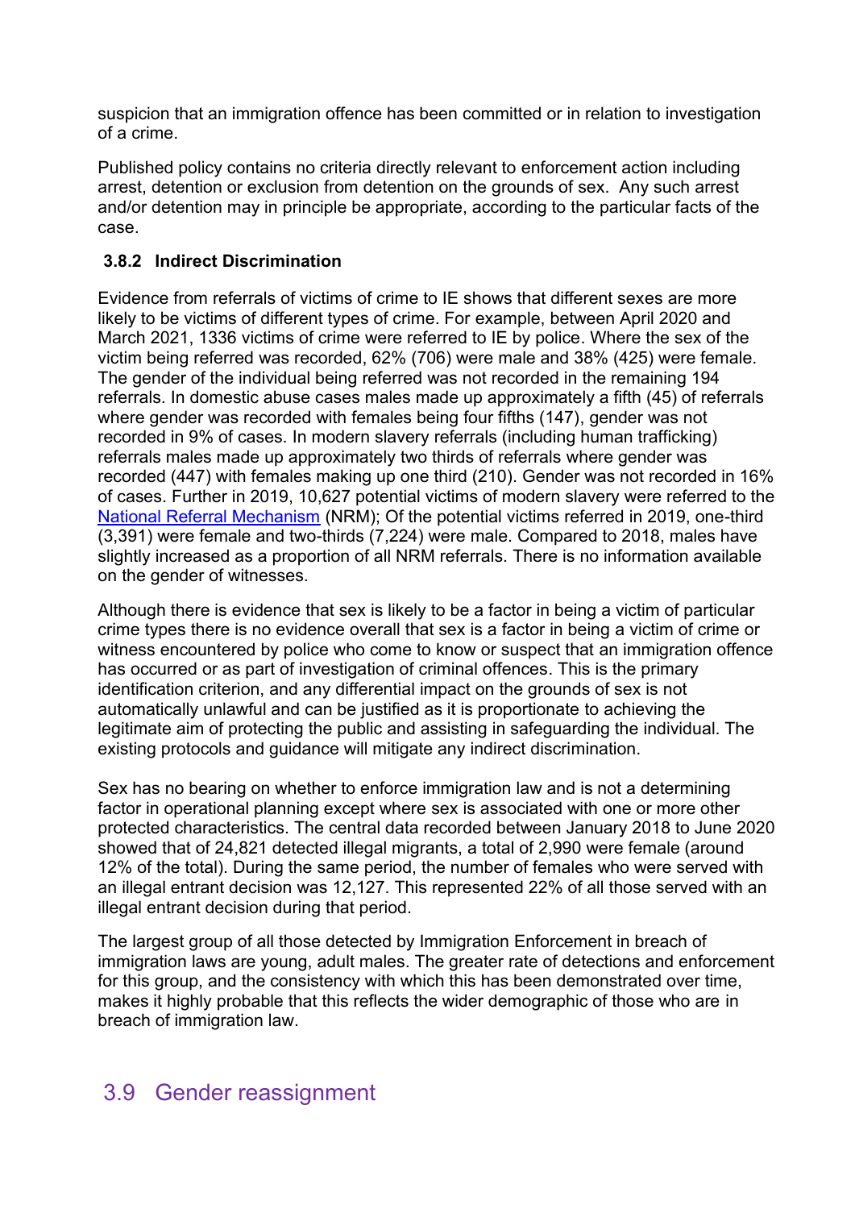suspicion that an immigration offence has been committed or in relation to investigation of a crime.

Published policy contains no criteria directly relevant to enforcement action including arrest, detention or exclusion from detention on the grounds of sex. Any such arrest and/or detention may in principle be appropriate, according to the particular facts of the case.

### 3.8.2 Indirect Discrimination

Evidence from referrals of victims of crime to IE shows that different sexes are more likely to be victims of different types of crime. For example, between April 2020 and March 2021, 1336 victims of crime were referred to IE by police. Where the sex of the victim being referred was recorded, 62% (706) were male and 38% (425) were female. The gender of the individual being referred was not recorded in the remaining 194 referrals. In domestic abuse cases males made up approximately a fifth (45) of referrals where gender was recorded with females being four fifths (147), gender was not recorded in 9% of cases. In modern slavery referrals (including human trafficking) referrals males made up approximately two thirds of referrals where gender was recorded (447) with females making up one third (210). Gender was not recorded in 16% of cases. Further in 2019, 10,627 potential victims of modern slavery were referred to the [National Referral Mechanism](National Referral Mechanism) (NRM); Of the potential victims referred in 2019, one-third (3,391) were female and two-thirds (7,224) were male. Compared to 2018, males have slightly increased as a proportion of all NRM referrals. There is no information available on the gender of witnesses.

Although there is evidence that sex is likely to be a factor in being a victim of particular crime types there is no evidence overall that sex is a factor in being a victim of crime or witness encountered by police who come to know or suspect that an immigration offence has occurred or as part of investigation of criminal offences. This is the primary identification criterion, and any differential impact on the grounds of sex is not automatically unlawful and can be justified as it is proportionate to achieving the legitimate aim of protecting the public and assisting in safeguarding the individual. The existing protocols and guidance will mitigate any indirect discrimination.

Sex has no bearing on whether to enforce immigration law and is not a determining factor in operational planning except where sex is associated with one or more other protected characteristics. The central data recorded between January 2018 to June 2020 showed that of 24,821 detected illegal migrants, a total of 2,990 were female (around 12% of the total). During the same period, the number of females who were served with an illegal entrant decision was 12,127. This represented 22% of all those served with an illegal entrant decision during that period.

The largest group of all those detected by Immigration Enforcement in breach of immigration laws are young, adult males. The greater rate of detections and enforcement for this group, and the consistency with which this has been demonstrated over time, makes it highly probable that this reflects the wider demographic of those who are in breach of immigration law.

## 3.9 Gender reassignment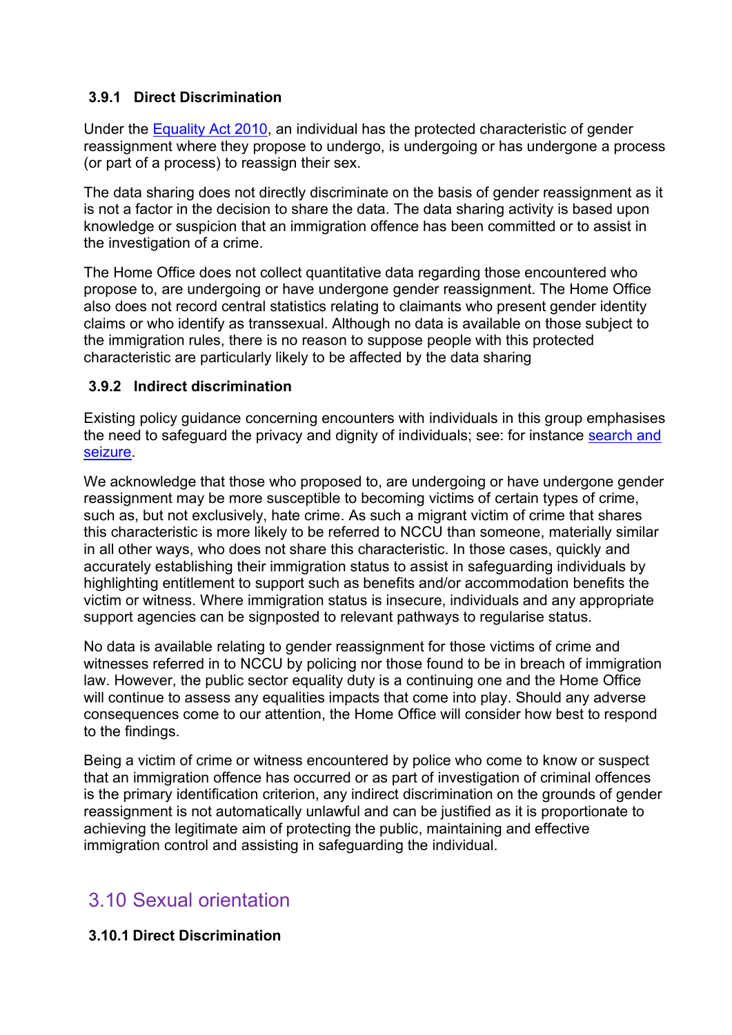### 3.9.1 Direct Discrimination

Under the Equality Act 2010, an individual has the protected characteristic of gender reassignment where they propose to undergo, is undergoing or has undergone a process (or part of a process) to reassign their sex.

The data sharing does not directly discriminate on the basis of gender reassignment as it is not a factor in the decision to share the data. The data sharing activity is based upon knowledge or suspicion that an immigration offence has been committed or to assist in the investigation of a crime.

The Home Office does not collect quantitative data regarding those encountered who propose to, are undergoing or have undergone gender reassignment. The Home Office also does not record central statistics relating to claimants who present gender identity claims or who identify as transsexual. Although no data is available on those subject to the immigration rules, there is no reason to suppose people with this protected characteristic are particularly likely to be affected by the data sharing

### 3.9.2 Indirect discrimination

Existing policy guidance concerning encounters with individuals in this group emphasises the need to safeguard the privacy and dignity of individuals; see: for instance search and seizure.

We acknowledge that those who proposed to, are undergoing or have undergone gender reassignment may be more susceptible to becoming victims of certain types of crime, such as, but not exclusively, hate crime. As such a migrant victim of crime that shares this characteristic is more likely to be referred to NCCU than someone, materially similar in all other ways, who does not share this characteristic. In those cases, quickly and accurately establishing their immigration status to assist in safeguarding individuals by highlighting entitlement to support such as benefits and/or accommodation benefits the victim or witness. Where immigration status is insecure, individuals and any appropriate support agencies can be signposted to relevant pathways to regularise status.

No data is available relating to gender reassignment for those victims of crime and witnesses referred in to NCCU by policing nor those found to be in breach of immigration law. However, the public sector equality duty is a continuing one and the Home Office will continue to assess any equalities impacts that come into play. Should any adverse consequences come to our attention, the Home Office will consider how best to respond to the findings.

Being a victim of crime or witness encountered by police who come to know or suspect that an immigration offence has occurred or as part of investigation of criminal offences is the primary identification criterion, any indirect discrimination on the grounds of gender reassignment is not automatically unlawful and can be justified as it is proportionate to achieving the legitimate aim of protecting the public, maintaining and effective immigration control and assisting in safeguarding the individual.

## 3.10 Sexual orientation

### 3.10.1 Direct Discrimination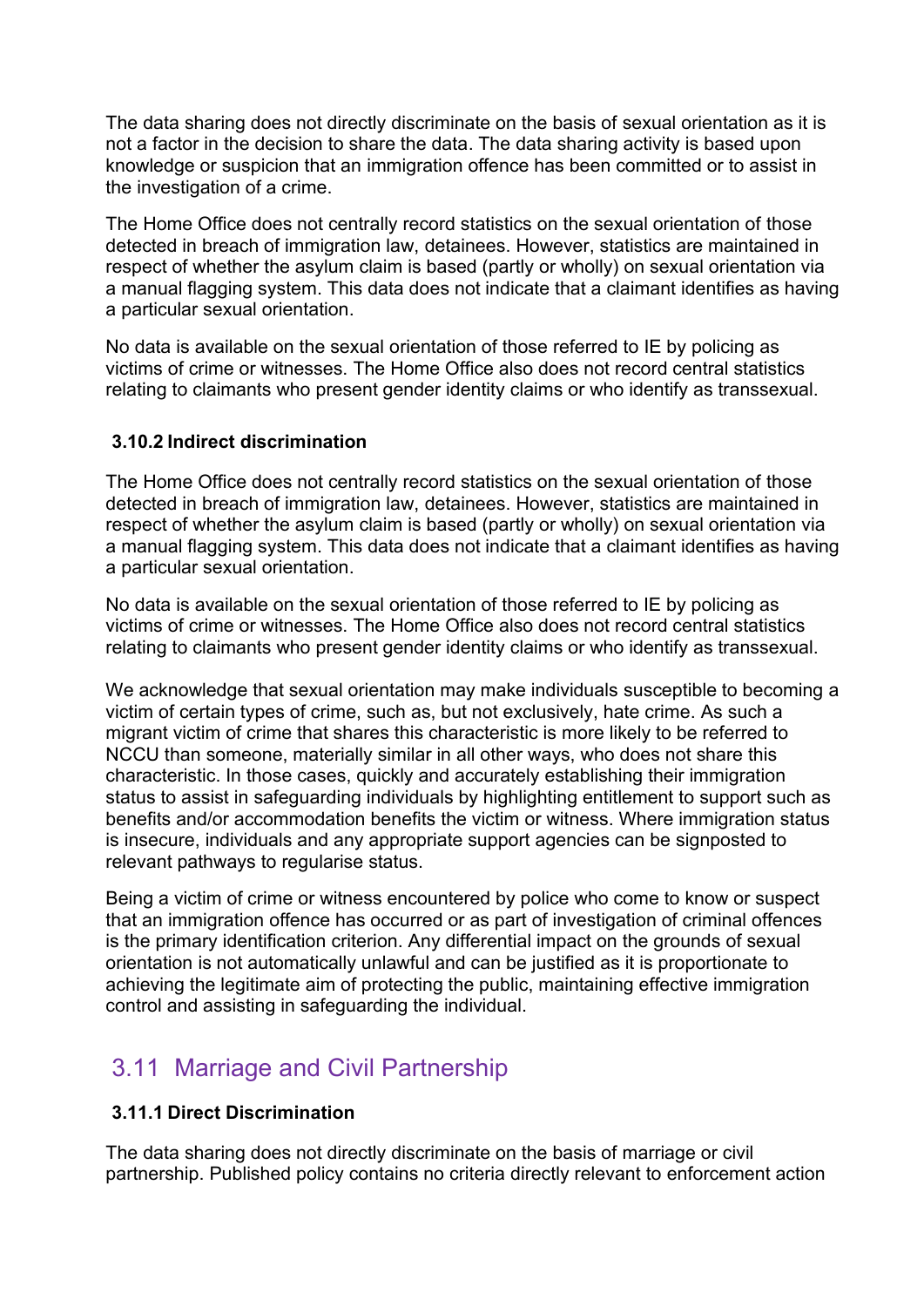The data sharing does not directly discriminate on the basis of sexual orientation as it is not a factor in the decision to share the data. The data sharing activity is based upon knowledge or suspicion that an immigration offence has been committed or to assist in the investigation of a crime.

The Home Office does not centrally record statistics on the sexual orientation of those detected in breach of immigration law, detainees. However, statistics are maintained in respect of whether the asylum claim is based (partly or wholly) on sexual orientation via a manual flagging system. This data does not indicate that a claimant identifies as having a particular sexual orientation.

No data is available on the sexual orientation of those referred to IE by policing as victims of crime or witnesses. The Home Office also does not record central statistics relating to claimants who present gender identity claims or who identify as transsexual.

#### 3.10.2 Indirect discrimination

The Home Office does not centrally record statistics on the sexual orientation of those detected in breach of immigration law, detainees. However, statistics are maintained in respect of whether the asylum claim is based (partly or wholly) on sexual orientation via a manual flagging system. This data does not indicate that a claimant identifies as having a particular sexual orientation.

No data is available on the sexual orientation of those referred to IE by policing as victims of crime or witnesses. The Home Office also does not record central statistics relating to claimants who present gender identity claims or who identify as transsexual.

We acknowledge that sexual orientation may make individuals susceptible to becoming a victim of certain types of crime, such as, but not exclusively, hate crime. As such a migrant victim of crime that shares this characteristic is more likely to be referred to NCCU than someone, materially similar in all other ways, who does not share this characteristic. In those cases, quickly and accurately establishing their immigration status to assist in safeguarding individuals by highlighting entitlement to support such as benefits and/or accommodation benefits the victim or witness. Where immigration status is insecure, individuals and any appropriate support agencies can be signposted to relevant pathways to regularise status.

Being a victim of crime or witness encountered by police who come to know or suspect that an immigration offence has occurred or as part of investigation of criminal offences is the primary identification criterion. Any differential impact on the grounds of sexual orientation is not automatically unlawful and can be justified as it is proportionate to achieving the legitimate aim of protecting the public, maintaining effective immigration control and assisting in safeguarding the individual.

## 3.11 Marriage and Civil Partnership

#### 3.11.1 Direct Discrimination

The data sharing does not directly discriminate on the basis of marriage or civil partnership. Published policy contains no criteria directly relevant to enforcement action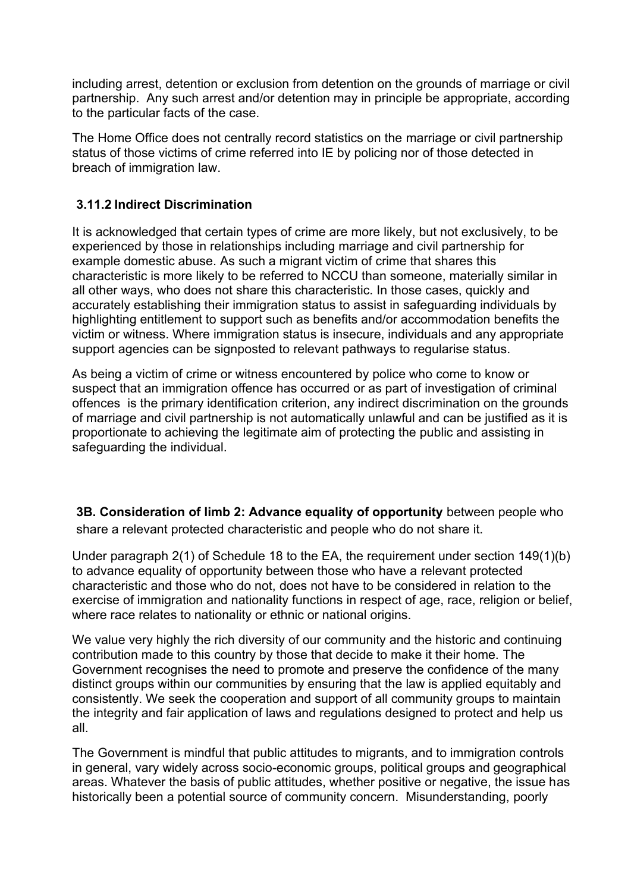including arrest, detention or exclusion from detention on the grounds of marriage or civil partnership. Any such arrest and/or detention may in principle be appropriate, according to the particular facts of the case.

The Home Office does not centrally record statistics on the marriage or civil partnership status of those victims of crime referred into IE by policing nor of those detected in breach of immigration law.

### 3.11.2 Indirect Discrimination

It is acknowledged that certain types of crime are more likely, but not exclusively, to be experienced by those in relationships including marriage and civil partnership for example domestic abuse. As such a migrant victim of crime that shares this characteristic is more likely to be referred to NCCU than someone, materially similar in all other ways, who does not share this characteristic. In those cases, quickly and accurately establishing their immigration status to assist in safeguarding individuals by highlighting entitlement to support such as benefits and/or accommodation benefits the victim or witness. Where immigration status is insecure, individuals and any appropriate support agencies can be signposted to relevant pathways to regularise status.

As being a victim of crime or witness encountered by police who come to know or suspect that an immigration offence has occurred or as part of investigation of criminal offences is the primary identification criterion, any indirect discrimination on the grounds of marriage and civil partnership is not automatically unlawful and can be justified as it is proportionate to achieving the legitimate aim of protecting the public and assisting in safeguarding the individual.

**3B. Consideration of limb 2: Advance equality of opportunity** between people who share a relevant protected characteristic and people who do not share it.

Under paragraph 2(1) of Schedule 18 to the EA, the requirement under section 149(1)(b) to advance equality of opportunity between those who have a relevant protected characteristic and those who do not, does not have to be considered in relation to the exercise of immigration and nationality functions in respect of age, race, religion or belief, where race relates to nationality or ethnic or national origins.

We value very highly the rich diversity of our community and the historic and continuing contribution made to this country by those that decide to make it their home. The Government recognises the need to promote and preserve the confidence of the many distinct groups within our communities by ensuring that the law is applied equitably and consistently. We seek the cooperation and support of all community groups to maintain the integrity and fair application of laws and regulations designed to protect and help us all.

The Government is mindful that public attitudes to migrants, and to immigration controls in general, vary widely across socio-economic groups, political groups and geographical areas. Whatever the basis of public attitudes, whether positive or negative, the issue has historically been a potential source of community concern. Misunderstanding, poorly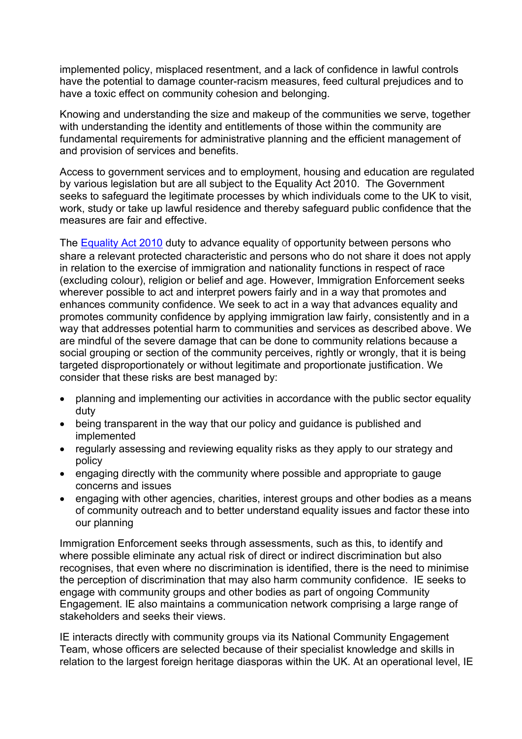implemented policy, misplaced resentment, and a lack of confidence in lawful controls have the potential to damage counter-racism measures, feed cultural prejudices and to have a toxic effect on community cohesion and belonging.

Knowing and understanding the size and makeup of the communities we serve, together with understanding the identity and entitlements of those within the community are fundamental requirements for administrative planning and the efficient management of and provision of services and benefits.

Access to government services and to employment, housing and education are regulated by various legislation but are all subject to the Equality Act 2010. The Government seeks to safeguard the legitimate processes by which individuals come to the UK to visit, work, study or take up lawful residence and thereby safeguard public confidence that the measures are fair and effective.

The [Equality Act 2010](#) duty to advance equality of opportunity between persons who share a relevant protected characteristic and persons who do not share it does not apply in relation to the exercise of immigration and nationality functions in respect of race (excluding colour), religion or belief and age. However, Immigration Enforcement seeks wherever possible to act and interpret powers fairly and in a way that promotes and enhances community confidence. We seek to act in a way that advances equality and promotes community confidence by applying immigration law fairly, consistently and in a way that addresses potential harm to communities and services as described above. We are mindful of the severe damage that can be done to community relations because a social grouping or section of the community perceives, rightly or wrongly, that it is being targeted disproportionately or without legitimate and proportionate justification. We consider that these risks are best managed by:

- planning and implementing our activities in accordance with the public sector equality duty
- being transparent in the way that our policy and guidance is published and implemented
- regularly assessing and reviewing equality risks as they apply to our strategy and policy
- engaging directly with the community where possible and appropriate to gauge concerns and issues
- engaging with other agencies, charities, interest groups and other bodies as a means of community outreach and to better understand equality issues and factor these into our planning

Immigration Enforcement seeks through assessments, such as this, to identify and where possible eliminate any actual risk of direct or indirect discrimination but also recognises, that even where no discrimination is identified, there is the need to minimise the perception of discrimination that may also harm community confidence. IE seeks to engage with community groups and other bodies as part of ongoing Community Engagement. IE also maintains a communication network comprising a large range of stakeholders and seeks their views.

IE interacts directly with community groups via its National Community Engagement Team, whose officers are selected because of their specialist knowledge and skills in relation to the largest foreign heritage diasporas within the UK. At an operational level, IE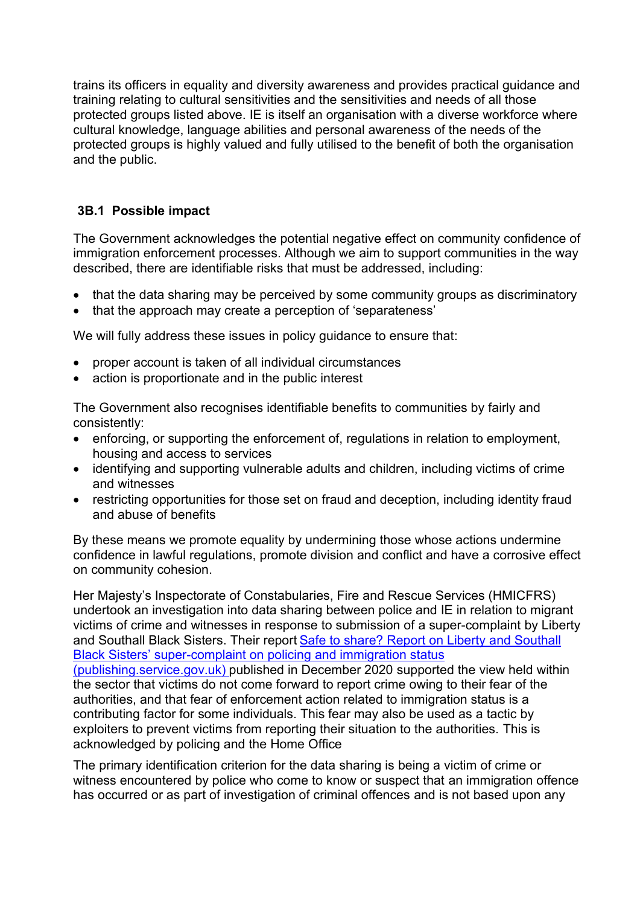trains its officers in equality and diversity awareness and provides practical guidance and training relating to cultural sensitivities and the sensitivities and needs of all those protected groups listed above. IE is itself an organisation with a diverse workforce where cultural knowledge, language abilities and personal awareness of the needs of the protected groups is highly valued and fully utilised to the benefit of both the organisation and the public.

### 3B.1 Possible impact

The Government acknowledges the potential negative effect on community confidence of immigration enforcement processes. Although we aim to support communities in the way described, there are identifiable risks that must be addressed, including:

- that the data sharing may be perceived by some community groups as discriminatory
- that the approach may create a perception of 'separateness'

We will fully address these issues in policy guidance to ensure that:

- proper account is taken of all individual circumstances
- action is proportionate and in the public interest

The Government also recognises identifiable benefits to communities by fairly and consistently:

- enforcing, or supporting the enforcement of, regulations in relation to employment, housing and access to services
- identifying and supporting vulnerable adults and children, including victims of crime and witnesses
- restricting opportunities for those set on fraud and deception, including identity fraud and abuse of benefits

By these means we promote equality by undermining those whose actions undermine confidence in lawful regulations, promote division and conflict and have a corrosive effect on community cohesion.

Her Majesty's Inspectorate of Constabularies, Fire and Rescue Services (HMICFRS) undertook an investigation into data sharing between police and IE in relation to migrant victims of crime and witnesses in response to submission of a super-complaint by Liberty and Southall Black Sisters. Their report [Safe to share? Report on Liberty and Southall Black Sisters' super-complaint on policing and immigration status (publishing.service.gov.uk)](#) published in December 2020 supported the view held within the sector that victims do not come forward to report crime owing to their fear of the authorities, and that fear of enforcement action related to immigration status is a contributing factor for some individuals. This fear may also be used as a tactic by exploiters to prevent victims from reporting their situation to the authorities. This is acknowledged by policing and the Home Office

The primary identification criterion for the data sharing is being a victim of crime or witness encountered by police who come to know or suspect that an immigration offence has occurred or as part of investigation of criminal offences and is not based upon any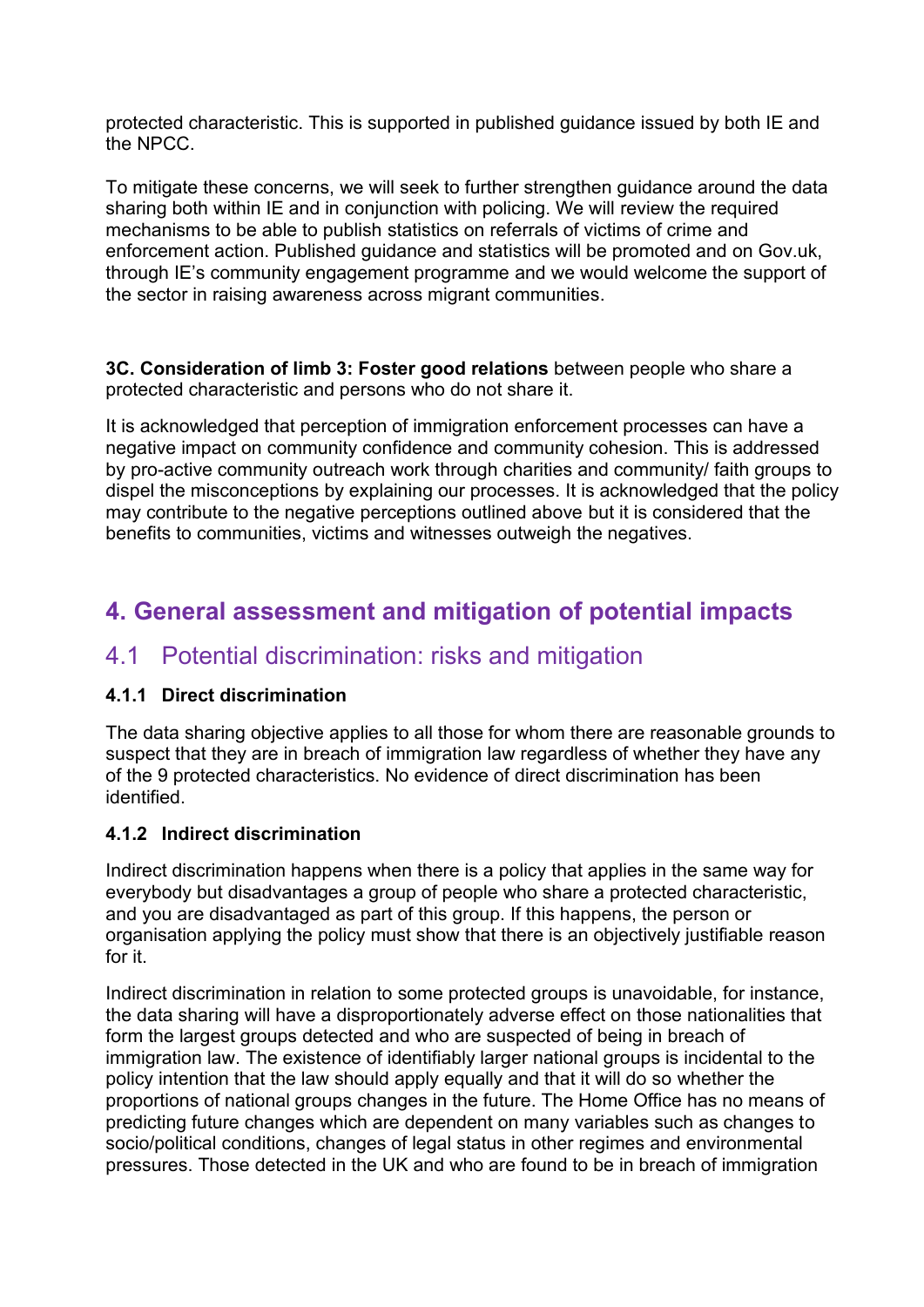protected characteristic. This is supported in published guidance issued by both IE and the NPCC.

To mitigate these concerns, we will seek to further strengthen guidance around the data sharing both within IE and in conjunction with policing. We will review the required mechanisms to be able to publish statistics on referrals of victims of crime and enforcement action. Published guidance and statistics will be promoted and on Gov.uk, through IE's community engagement programme and we would welcome the support of the sector in raising awareness across migrant communities.

**3C. Consideration of limb 3: Foster good relations** between people who share a protected characteristic and persons who do not share it.

It is acknowledged that perception of immigration enforcement processes can have a negative impact on community confidence and community cohesion. This is addressed by pro-active community outreach work through charities and community/ faith groups to dispel the misconceptions by explaining our processes. It is acknowledged that the policy may contribute to the negative perceptions outlined above but it is considered that the benefits to communities, victims and witnesses outweigh the negatives.

# 4. General assessment and mitigation of potential impacts

## 4.1 Potential discrimination: risks and mitigation

### 4.1.1 Direct discrimination

The data sharing objective applies to all those for whom there are reasonable grounds to suspect that they are in breach of immigration law regardless of whether they have any of the 9 protected characteristics. No evidence of direct discrimination has been identified.

### 4.1.2 Indirect discrimination

Indirect discrimination happens when there is a policy that applies in the same way for everybody but disadvantages a group of people who share a protected characteristic, and you are disadvantaged as part of this group. If this happens, the person or organisation applying the policy must show that there is an objectively justifiable reason for it.

Indirect discrimination in relation to some protected groups is unavoidable, for instance, the data sharing will have a disproportionately adverse effect on those nationalities that form the largest groups detected and who are suspected of being in breach of immigration law. The existence of identifiably larger national groups is incidental to the policy intention that the law should apply equally and that it will do so whether the proportions of national groups changes in the future. The Home Office has no means of predicting future changes which are dependent on many variables such as changes to socio/political conditions, changes of legal status in other regimes and environmental pressures. Those detected in the UK and who are found to be in breach of immigration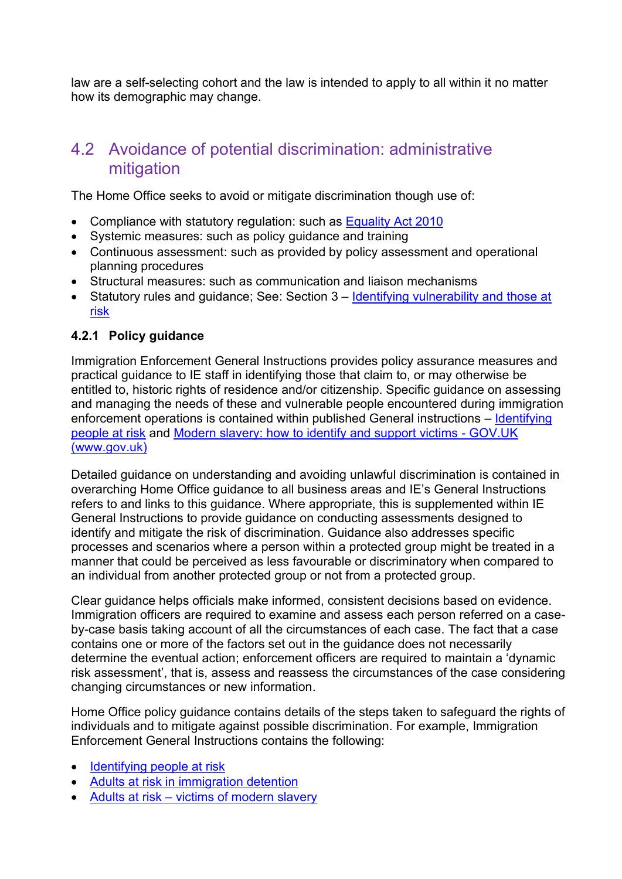law are a self-selecting cohort and the law is intended to apply to all within it no matter how its demographic may change.

## 4.2 Avoidance of potential discrimination: administrative mitigation

The Home Office seeks to avoid or mitigate discrimination though use of:

- Compliance with statutory regulation: such as Equality Act 2010
- Systemic measures: such as policy guidance and training
- Continuous assessment: such as provided by policy assessment and operational planning procedures
- Structural measures: such as communication and liaison mechanisms
- Statutory rules and guidance; See: Section 3 – Identifying vulnerability and those at risk

### 4.2.1 Policy guidance

Immigration Enforcement General Instructions provides policy assurance measures and practical guidance to IE staff in identifying those that claim to, or may otherwise be entitled to, historic rights of residence and/or citizenship. Specific guidance on assessing and managing the needs of these and vulnerable people encountered during immigration enforcement operations is contained within published General instructions – Identifying people at risk and Modern slavery: how to identify and support victims - GOV.UK (www.gov.uk)

Detailed guidance on understanding and avoiding unlawful discrimination is contained in overarching Home Office guidance to all business areas and IE's General Instructions refers to and links to this guidance. Where appropriate, this is supplemented within IE General Instructions to provide guidance on conducting assessments designed to identify and mitigate the risk of discrimination. Guidance also addresses specific processes and scenarios where a person within a protected group might be treated in a manner that could be perceived as less favourable or discriminatory when compared to an individual from another protected group or not from a protected group.

Clear guidance helps officials make informed, consistent decisions based on evidence. Immigration officers are required to examine and assess each person referred on a case-by-case basis taking account of all the circumstances of each case. The fact that a case contains one or more of the factors set out in the guidance does not necessarily determine the eventual action; enforcement officers are required to maintain a 'dynamic risk assessment', that is, assess and reassess the circumstances of the case considering changing circumstances or new information.

Home Office policy guidance contains details of the steps taken to safeguard the rights of individuals and to mitigate against possible discrimination. For example, Immigration Enforcement General Instructions contains the following:

- Identifying people at risk
- Adults at risk in immigration detention
- Adults at risk – victims of modern slavery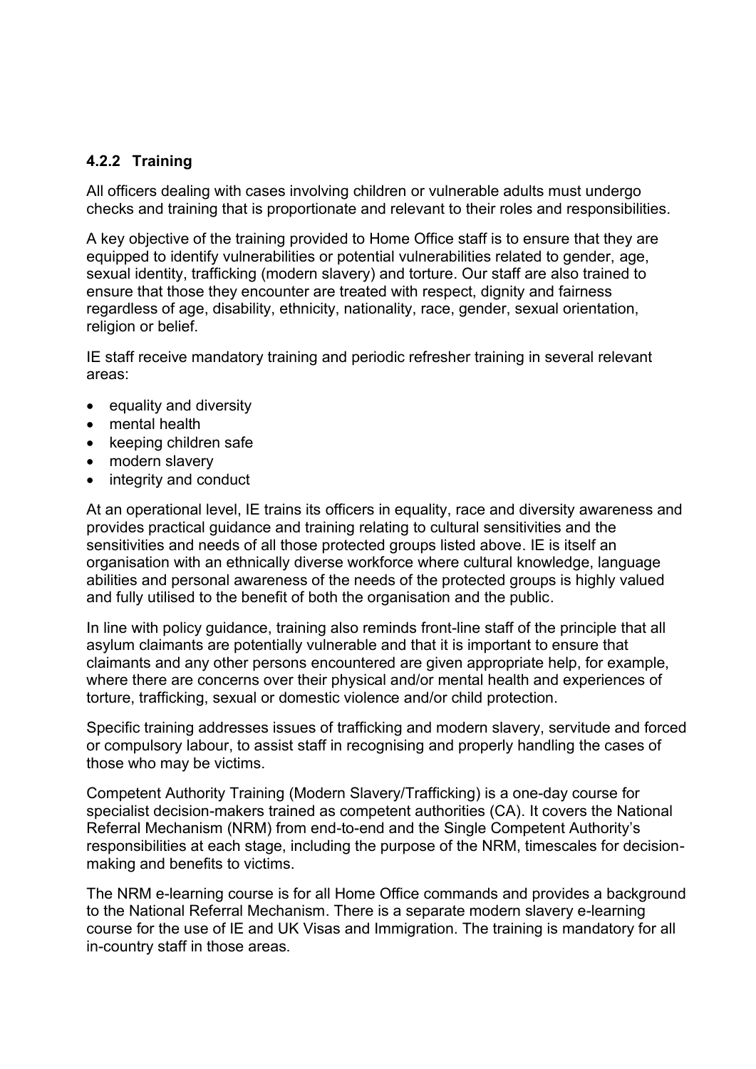#### 4.2.2 Training

All officers dealing with cases involving children or vulnerable adults must undergo checks and training that is proportionate and relevant to their roles and responsibilities.

A key objective of the training provided to Home Office staff is to ensure that they are equipped to identify vulnerabilities or potential vulnerabilities related to gender, age, sexual identity, trafficking (modern slavery) and torture. Our staff are also trained to ensure that those they encounter are treated with respect, dignity and fairness regardless of age, disability, ethnicity, nationality, race, gender, sexual orientation, religion or belief.

IE staff receive mandatory training and periodic refresher training in several relevant areas:

- equality and diversity
- mental health
- keeping children safe
- modern slavery
- integrity and conduct

At an operational level, IE trains its officers in equality, race and diversity awareness and provides practical guidance and training relating to cultural sensitivities and the sensitivities and needs of all those protected groups listed above. IE is itself an organisation with an ethnically diverse workforce where cultural knowledge, language abilities and personal awareness of the needs of the protected groups is highly valued and fully utilised to the benefit of both the organisation and the public.

In line with policy guidance, training also reminds front-line staff of the principle that all asylum claimants are potentially vulnerable and that it is important to ensure that claimants and any other persons encountered are given appropriate help, for example, where there are concerns over their physical and/or mental health and experiences of torture, trafficking, sexual or domestic violence and/or child protection.

Specific training addresses issues of trafficking and modern slavery, servitude and forced or compulsory labour, to assist staff in recognising and properly handling the cases of those who may be victims.

Competent Authority Training (Modern Slavery/Trafficking) is a one-day course for specialist decision-makers trained as competent authorities (CA). It covers the National Referral Mechanism (NRM) from end-to-end and the Single Competent Authority's responsibilities at each stage, including the purpose of the NRM, timescales for decision-making and benefits to victims.

The NRM e-learning course is for all Home Office commands and provides a background to the National Referral Mechanism. There is a separate modern slavery e-learning course for the use of IE and UK Visas and Immigration. The training is mandatory for all in-country staff in those areas.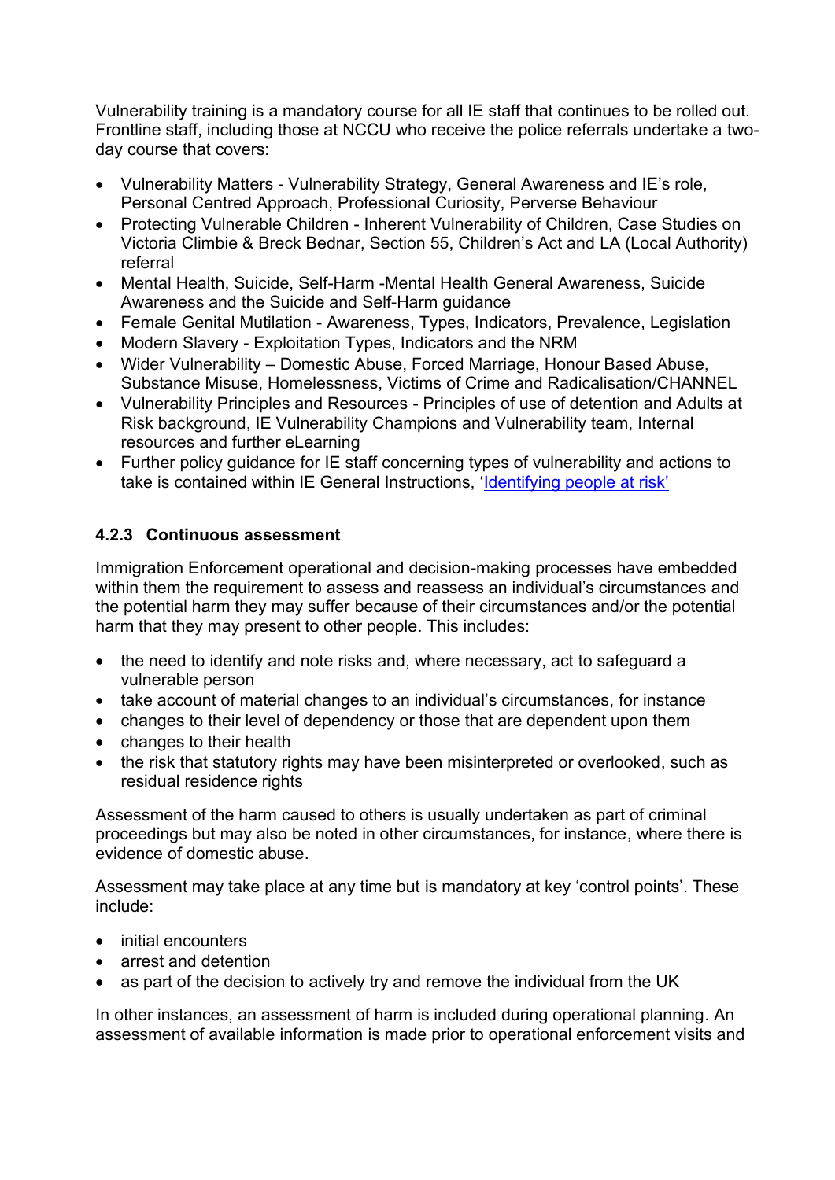Vulnerability training is a mandatory course for all IE staff that continues to be rolled out. Frontline staff, including those at NCCU who receive the police referrals undertake a two-day course that covers:

- Vulnerability Matters - Vulnerability Strategy, General Awareness and IE's role, Personal Centred Approach, Professional Curiosity, Perverse Behaviour
- Protecting Vulnerable Children - Inherent Vulnerability of Children, Case Studies on Victoria Climbie & Breck Bednar, Section 55, Children's Act and LA (Local Authority) referral
- Mental Health, Suicide, Self-Harm -Mental Health General Awareness, Suicide Awareness and the Suicide and Self-Harm guidance
- Female Genital Mutilation - Awareness, Types, Indicators, Prevalence, Legislation
- Modern Slavery - Exploitation Types, Indicators and the NRM
- Wider Vulnerability – Domestic Abuse, Forced Marriage, Honour Based Abuse, Substance Misuse, Homelessness, Victims of Crime and Radicalisation/CHANNEL
- Vulnerability Principles and Resources - Principles of use of detention and Adults at Risk background, IE Vulnerability Champions and Vulnerability team, Internal resources and further eLearning
- Further policy guidance for IE staff concerning types of vulnerability and actions to take is contained within IE General Instructions, 'Identifying people at risk'

### 4.2.3 Continuous assessment

Immigration Enforcement operational and decision-making processes have embedded within them the requirement to assess and reassess an individual's circumstances and the potential harm they may suffer because of their circumstances and/or the potential harm that they may present to other people. This includes:

- the need to identify and note risks and, where necessary, act to safeguard a vulnerable person
- take account of material changes to an individual's circumstances, for instance
- changes to their level of dependency or those that are dependent upon them
- changes to their health
- the risk that statutory rights may have been misinterpreted or overlooked, such as residual residence rights

Assessment of the harm caused to others is usually undertaken as part of criminal proceedings but may also be noted in other circumstances, for instance, where there is evidence of domestic abuse.

Assessment may take place at any time but is mandatory at key 'control points'. These include:

- initial encounters
- arrest and detention
- as part of the decision to actively try and remove the individual from the UK

In other instances, an assessment of harm is included during operational planning. An assessment of available information is made prior to operational enforcement visits and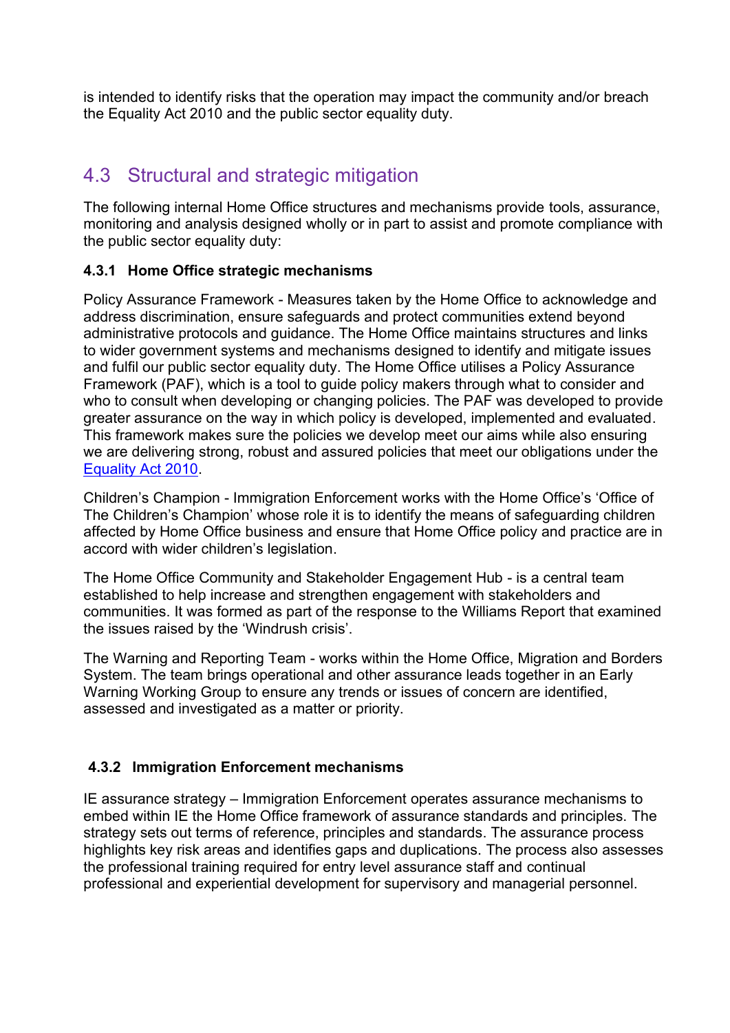is intended to identify risks that the operation may impact the community and/or breach the Equality Act 2010 and the public sector equality duty.

## 4.3 Structural and strategic mitigation

The following internal Home Office structures and mechanisms provide tools, assurance, monitoring and analysis designed wholly or in part to assist and promote compliance with the public sector equality duty:

### 4.3.1 Home Office strategic mechanisms

Policy Assurance Framework - Measures taken by the Home Office to acknowledge and address discrimination, ensure safeguards and protect communities extend beyond administrative protocols and guidance. The Home Office maintains structures and links to wider government systems and mechanisms designed to identify and mitigate issues and fulfil our public sector equality duty. The Home Office utilises a Policy Assurance Framework (PAF), which is a tool to guide policy makers through what to consider and who to consult when developing or changing policies. The PAF was developed to provide greater assurance on the way in which policy is developed, implemented and evaluated. This framework makes sure the policies we develop meet our aims while also ensuring we are delivering strong, robust and assured policies that meet our obligations under the Equality Act 2010.

Children's Champion - Immigration Enforcement works with the Home Office's 'Office of The Children's Champion' whose role it is to identify the means of safeguarding children affected by Home Office business and ensure that Home Office policy and practice are in accord with wider children's legislation.

The Home Office Community and Stakeholder Engagement Hub - is a central team established to help increase and strengthen engagement with stakeholders and communities. It was formed as part of the response to the Williams Report that examined the issues raised by the 'Windrush crisis'.

The Warning and Reporting Team - works within the Home Office, Migration and Borders System. The team brings operational and other assurance leads together in an Early Warning Working Group to ensure any trends or issues of concern are identified, assessed and investigated as a matter or priority.

### 4.3.2 Immigration Enforcement mechanisms

IE assurance strategy – Immigration Enforcement operates assurance mechanisms to embed within IE the Home Office framework of assurance standards and principles. The strategy sets out terms of reference, principles and standards. The assurance process highlights key risk areas and identifies gaps and duplications. The process also assesses the professional training required for entry level assurance staff and continual professional and experiential development for supervisory and managerial personnel.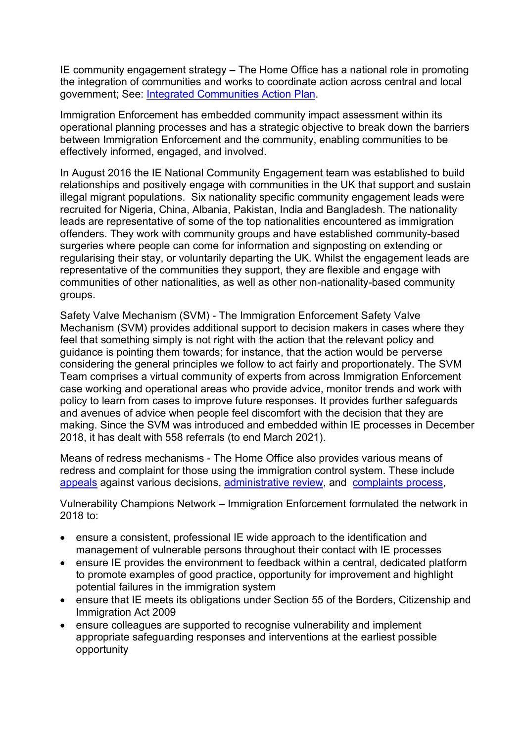IE community engagement strategy **–** The Home Office has a national role in promoting the integration of communities and works to coordinate action across central and local government; See: [Integrated Communities Action Plan](#).

Immigration Enforcement has embedded community impact assessment within its operational planning processes and has a strategic objective to break down the barriers between Immigration Enforcement and the community, enabling communities to be effectively informed, engaged, and involved.

In August 2016 the IE National Community Engagement team was established to build relationships and positively engage with communities in the UK that support and sustain illegal migrant populations. Six nationality specific community engagement leads were recruited for Nigeria, China, Albania, Pakistan, India and Bangladesh. The nationality leads are representative of some of the top nationalities encountered as immigration offenders. They work with community groups and have established community-based surgeries where people can come for information and signposting on extending or regularising their stay, or voluntarily departing the UK. Whilst the engagement leads are representative of the communities they support, they are flexible and engage with communities of other nationalities, as well as other non-nationality-based community groups.

Safety Valve Mechanism (SVM) - The Immigration Enforcement Safety Valve Mechanism (SVM) provides additional support to decision makers in cases where they feel that something simply is not right with the action that the relevant policy and guidance is pointing them towards; for instance, that the action would be perverse considering the general principles we follow to act fairly and proportionately. The SVM Team comprises a virtual community of experts from across Immigration Enforcement case working and operational areas who provide advice, monitor trends and work with policy to learn from cases to improve future responses. It provides further safeguards and avenues of advice when people feel discomfort with the decision that they are making. Since the SVM was introduced and embedded within IE processes in December 2018, it has dealt with 558 referrals (to end March 2021).

Means of redress mechanisms - The Home Office also provides various means of redress and complaint for those using the immigration control system. These include [appeals](#) against various decisions, [administrative review](#), and [complaints process](#),

Vulnerability Champions Network **–** Immigration Enforcement formulated the network in 2018 to:

- ensure a consistent, professional IE wide approach to the identification and management of vulnerable persons throughout their contact with IE processes
- ensure IE provides the environment to feedback within a central, dedicated platform to promote examples of good practice, opportunity for improvement and highlight potential failures in the immigration system
- ensure that IE meets its obligations under Section 55 of the Borders, Citizenship and Immigration Act 2009
- ensure colleagues are supported to recognise vulnerability and implement appropriate safeguarding responses and interventions at the earliest possible opportunity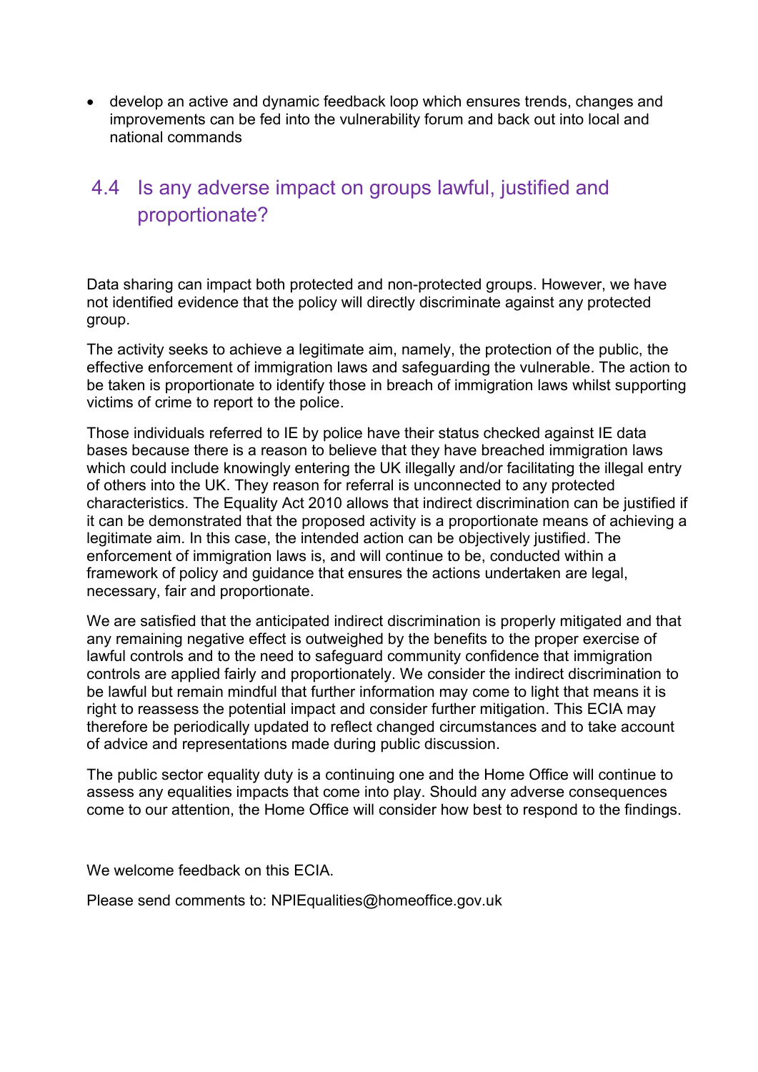- develop an active and dynamic feedback loop which ensures trends, changes and improvements can be fed into the vulnerability forum and back out into local and national commands

## 4.4 Is any adverse impact on groups lawful, justified and proportionate?

Data sharing can impact both protected and non-protected groups. However, we have not identified evidence that the policy will directly discriminate against any protected group.

The activity seeks to achieve a legitimate aim, namely, the protection of the public, the effective enforcement of immigration laws and safeguarding the vulnerable. The action to be taken is proportionate to identify those in breach of immigration laws whilst supporting victims of crime to report to the police.

Those individuals referred to IE by police have their status checked against IE data bases because there is a reason to believe that they have breached immigration laws which could include knowingly entering the UK illegally and/or facilitating the illegal entry of others into the UK. They reason for referral is unconnected to any protected characteristics. The Equality Act 2010 allows that indirect discrimination can be justified if it can be demonstrated that the proposed activity is a proportionate means of achieving a legitimate aim. In this case, the intended action can be objectively justified. The enforcement of immigration laws is, and will continue to be, conducted within a framework of policy and guidance that ensures the actions undertaken are legal, necessary, fair and proportionate.

We are satisfied that the anticipated indirect discrimination is properly mitigated and that any remaining negative effect is outweighed by the benefits to the proper exercise of lawful controls and to the need to safeguard community confidence that immigration controls are applied fairly and proportionately. We consider the indirect discrimination to be lawful but remain mindful that further information may come to light that means it is right to reassess the potential impact and consider further mitigation. This ECIA may therefore be periodically updated to reflect changed circumstances and to take account of advice and representations made during public discussion.

The public sector equality duty is a continuing one and the Home Office will continue to assess any equalities impacts that come into play. Should any adverse consequences come to our attention, the Home Office will consider how best to respond to the findings.

We welcome feedback on this ECIA.

Please send comments to: NPIEqualities@homeoffice.gov.uk